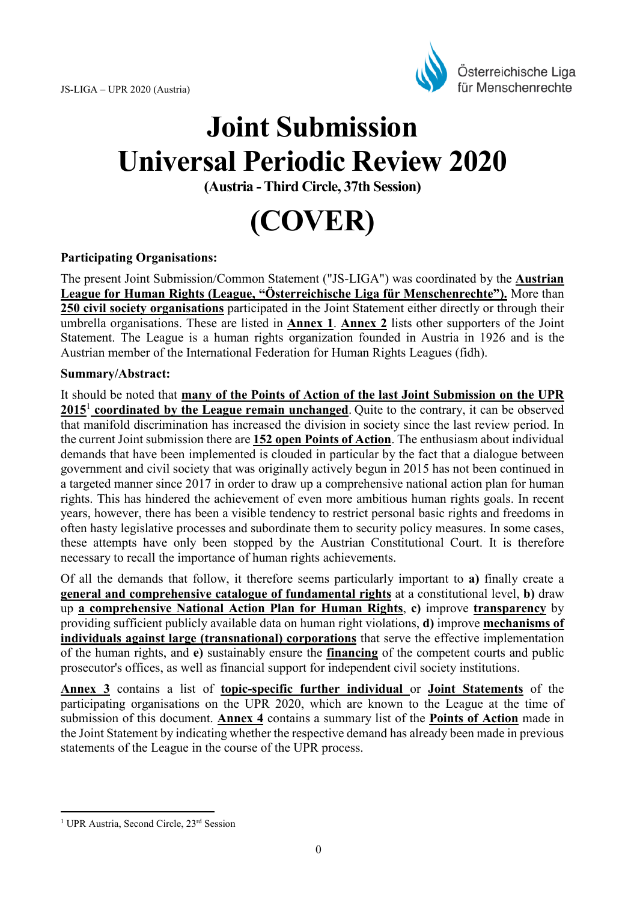# Joint Submission Universal Periodic Review 2020

**(Austria - Third Circle, 37th Session)**

# (COVER)

**Participating Organisations:**

The present Joint Submission/Common Statement ("JS-LIGA") was coordinated by the **Austrian League for Human Rights (League, "Österreichische Liga für Menschenrechte").** More than **250 civil society organisations** participated in the Joint Statement either directly or through their umbrella organisations. These are listed in **Annex 1**. **Annex 2** lists other supporters of the Joint Statement. The League is a human rights organization founded in Austria in 1926 and is the Austrian member of the International Federation for Human Rights Leagues (fidh).

**Summary/Abstract:**

It should be noted that **many of the Points of Action of the last Joint Submission on the UPR 2015**[1] **coordinated by the League remain unchanged**. Quite to the contrary, it can be observed that manifold discrimination has increased the division in society since the last review period. In the current Joint submission there are **152 open Points of Action**. The enthusiasm about individual demands that have been implemented is clouded in particular by the fact that a dialogue between government and civil society that was originally actively begun in 2015 has not been continued in a targeted manner since 2017 in order to draw up a comprehensive national action plan for human rights. This has hindered the achievement of even more ambitious human rights goals. In recent years, however, there has been a visible tendency to restrict personal basic rights and freedoms in often hasty legislative processes and subordinate them to security policy measures. In some cases, these attempts have only been stopped by the Austrian Constitutional Court. It is therefore necessary to recall the importance of human rights achievements.

Of all the demands that follow, it therefore seems particularly important to **a)** finally create a **general and comprehensive catalogue of fundamental rights** at a constitutional level, **b)** draw up **a comprehensive National Action Plan for Human Rights**, **c)** improve **transparency** by providing sufficient publicly available data on human right violations, **d)** improve **mechanisms of individuals against large (transnational) corporations** that serve the effective implementation of the human rights, and **e)** sustainably ensure the **financing** of the competent courts and public prosecutor's offices, as well as financial support for independent civil society institutions.

**Annex 3** contains a list of **topic-specific further individual** or **Joint Statements** of the participating organisations on the UPR 2020, which are known to the League at the time of submission of this document. **Annex 4** contains a summary list of the **Points of Action** made in the Joint Statement by indicating whether the respective demand has already been made in previous statements of the League in the course of the UPR process.

---

[1] UPR Austria, Second Circle, 23rd Session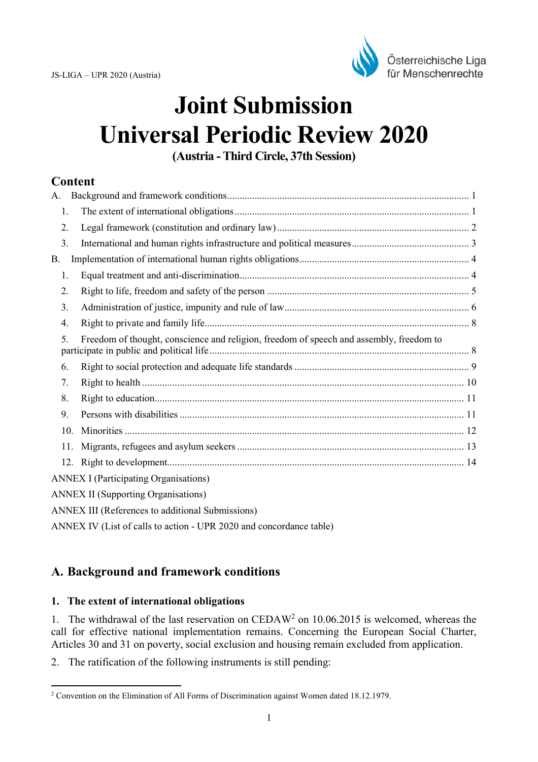# Joint Submission Universal Periodic Review 2020

**(Austria - Third Circle, 37th Session)**

## Content

A. Background and framework conditions ..... 1

1. The extent of international obligations ..... 1
2. Legal framework (constitution and ordinary law) ..... 2
3. International and human rights infrastructure and political measures ..... 3

B. Implementation of international human rights obligations ..... 4

1. Equal treatment and anti-discrimination ..... 4
2. Right to life, freedom and safety of the person ..... 5
3. Administration of justice, impunity and rule of law ..... 6
4. Right to private and family life ..... 8
5. Freedom of thought, conscience and religion, freedom of speech and assembly, freedom to participate in public and political life ..... 8
6. Right to social protection and adequate life standards ..... 9
7. Right to health ..... 10
8. Right to education ..... 11
9. Persons with disabilities ..... 11
10. Minorities ..... 12
11. Migrants, refugees and asylum seekers ..... 13
12. Right to development ..... 14

ANNEX I (Participating Organisations)

ANNEX II (Supporting Organisations)

ANNEX III (References to additional Submissions)

ANNEX IV (List of calls to action - UPR 2020 and concordance table)

## A. Background and framework conditions

### 1. The extent of international obligations

1. The withdrawal of the last reservation on CEDAW[2] on 10.06.2015 is welcomed, whereas the call for effective national implementation remains. Concerning the European Social Charter, Articles 30 and 31 on poverty, social exclusion and housing remain excluded from application.

2. The ratification of the following instruments is still pending:

---

[2] Convention on the Elimination of All Forms of Discrimination against Women dated 18.12.1979.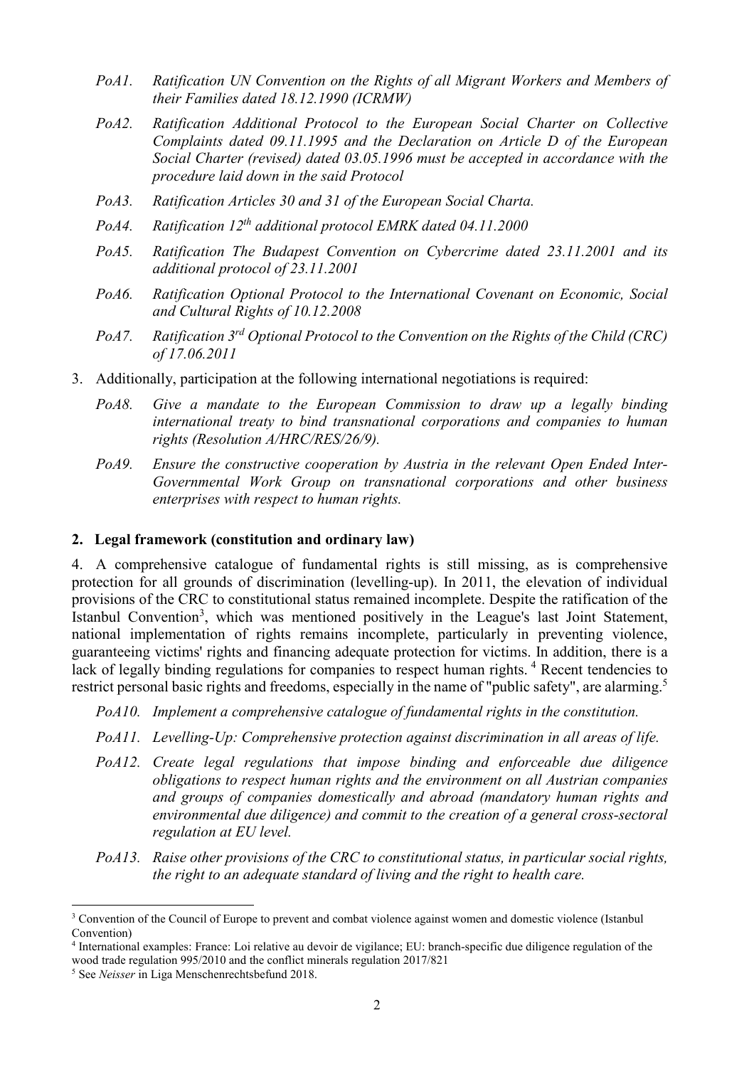*PoA1. Ratification UN Convention on the Rights of all Migrant Workers and Members of their Families dated 18.12.1990 (ICRMW)*

*PoA2. Ratification Additional Protocol to the European Social Charter on Collective Complaints dated 09.11.1995 and the Declaration on Article D of the European Social Charter (revised) dated 03.05.1996 must be accepted in accordance with the procedure laid down in the said Protocol*

*PoA3. Ratification Articles 30 and 31 of the European Social Charta.*

*PoA4. Ratification 12th additional protocol EMRK dated 04.11.2000*

*PoA5. Ratification The Budapest Convention on Cybercrime dated 23.11.2001 and its additional protocol of 23.11.2001*

*PoA6. Ratification Optional Protocol to the International Covenant on Economic, Social and Cultural Rights of 10.12.2008*

*PoA7. Ratification 3rd Optional Protocol to the Convention on the Rights of the Child (CRC) of 17.06.2011*

3. Additionally, participation at the following international negotiations is required:

*PoA8. Give a mandate to the European Commission to draw up a legally binding international treaty to bind transnational corporations and companies to human rights (Resolution A/HRC/RES/26/9).*

*PoA9. Ensure the constructive cooperation by Austria in the relevant Open Ended Inter-Governmental Work Group on transnational corporations and other business enterprises with respect to human rights.*

## 2. Legal framework (constitution and ordinary law)

4. A comprehensive catalogue of fundamental rights is still missing, as is comprehensive protection for all grounds of discrimination (levelling-up). In 2011, the elevation of individual provisions of the CRC to constitutional status remained incomplete. Despite the ratification of the Istanbul Convention[3], which was mentioned positively in the League's last Joint Statement, national implementation of rights remains incomplete, particularly in preventing violence, guaranteeing victims' rights and financing adequate protection for victims. In addition, there is a lack of legally binding regulations for companies to respect human rights.[4] Recent tendencies to restrict personal basic rights and freedoms, especially in the name of "public safety", are alarming.[5]

*PoA10. Implement a comprehensive catalogue of fundamental rights in the constitution.*

*PoA11. Levelling-Up: Comprehensive protection against discrimination in all areas of life.*

*PoA12. Create legal regulations that impose binding and enforceable due diligence obligations to respect human rights and the environment on all Austrian companies and groups of companies domestically and abroad (mandatory human rights and environmental due diligence) and commit to the creation of a general cross-sectoral regulation at EU level.*

*PoA13. Raise other provisions of the CRC to constitutional status, in particular social rights, the right to an adequate standard of living and the right to health care.*

---

[3] Convention of the Council of Europe to prevent and combat violence against women and domestic violence (Istanbul Convention)

[4] International examples: France: Loi relative au devoir de vigilance; EU: branch-specific due diligence regulation of the wood trade regulation 995/2010 and the conflict minerals regulation 2017/821

[5] See *Neisser* in Liga Menschenrechtsbefund 2018.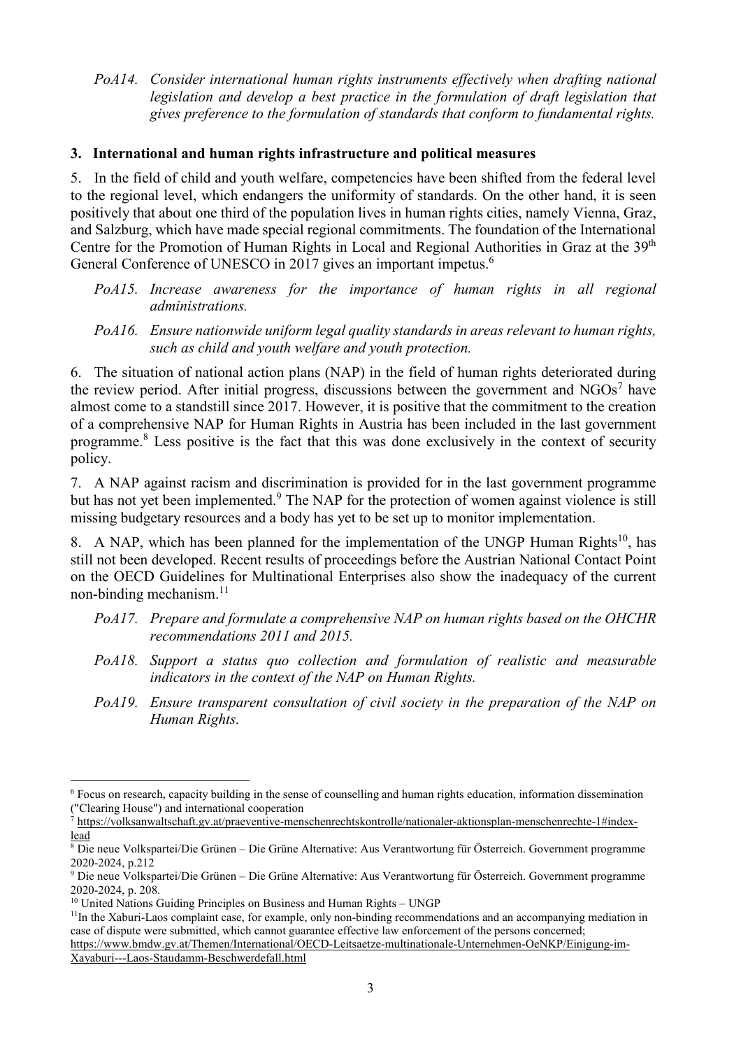*PoA14. Consider international human rights instruments effectively when drafting national legislation and develop a best practice in the formulation of draft legislation that gives preference to the formulation of standards that conform to fundamental rights.*

### 3. International and human rights infrastructure and political measures

5. In the field of child and youth welfare, competencies have been shifted from the federal level to the regional level, which endangers the uniformity of standards. On the other hand, it is seen positively that about one third of the population lives in human rights cities, namely Vienna, Graz, and Salzburg, which have made special regional commitments. The foundation of the International Centre for the Promotion of Human Rights in Local and Regional Authorities in Graz at the 39th General Conference of UNESCO in 2017 gives an important impetus.[6]

*PoA15. Increase awareness for the importance of human rights in all regional administrations.*

*PoA16. Ensure nationwide uniform legal quality standards in areas relevant to human rights, such as child and youth welfare and youth protection.*

6. The situation of national action plans (NAP) in the field of human rights deteriorated during the review period. After initial progress, discussions between the government and NGOs[7] have almost come to a standstill since 2017. However, it is positive that the commitment to the creation of a comprehensive NAP for Human Rights in Austria has been included in the last government programme.[8] Less positive is the fact that this was done exclusively in the context of security policy.

7. A NAP against racism and discrimination is provided for in the last government programme but has not yet been implemented.[9] The NAP for the protection of women against violence is still missing budgetary resources and a body has yet to be set up to monitor implementation.

8. A NAP, which has been planned for the implementation of the UNGP Human Rights[10], has still not been developed. Recent results of proceedings before the Austrian National Contact Point on the OECD Guidelines for Multinational Enterprises also show the inadequacy of the current non-binding mechanism.[11]

*PoA17. Prepare and formulate a comprehensive NAP on human rights based on the OHCHR recommendations 2011 and 2015.*

*PoA18. Support a status quo collection and formulation of realistic and measurable indicators in the context of the NAP on Human Rights.*

*PoA19. Ensure transparent consultation of civil society in the preparation of the NAP on Human Rights.*

---

[6] Focus on research, capacity building in the sense of counselling and human rights education, information dissemination ("Clearing House") and international cooperation

[7] https://volksanwaltschaft.gv.at/praeventive-menschenrechtskontrolle/nationaler-aktionsplan-menschenrechte-1#index-lead

[8] Die neue Volkspartei/Die Grünen – Die Grüne Alternative: Aus Verantwortung für Österreich. Government programme 2020-2024, p.212

[9] Die neue Volkspartei/Die Grünen – Die Grüne Alternative: Aus Verantwortung für Österreich. Government programme 2020-2024, p. 208.

[10] United Nations Guiding Principles on Business and Human Rights – UNGP

[11] In the Xaburi-Laos complaint case, for example, only non-binding recommendations and an accompanying mediation in case of dispute were submitted, which cannot guarantee effective law enforcement of the persons concerned; https://www.bmdw.gv.at/Themen/International/OECD-Leitsaetze-multinationale-Unternehmen-OeNKP/Einigung-im-Xayaburi---Laos-Staudamm-Beschwerdefall.html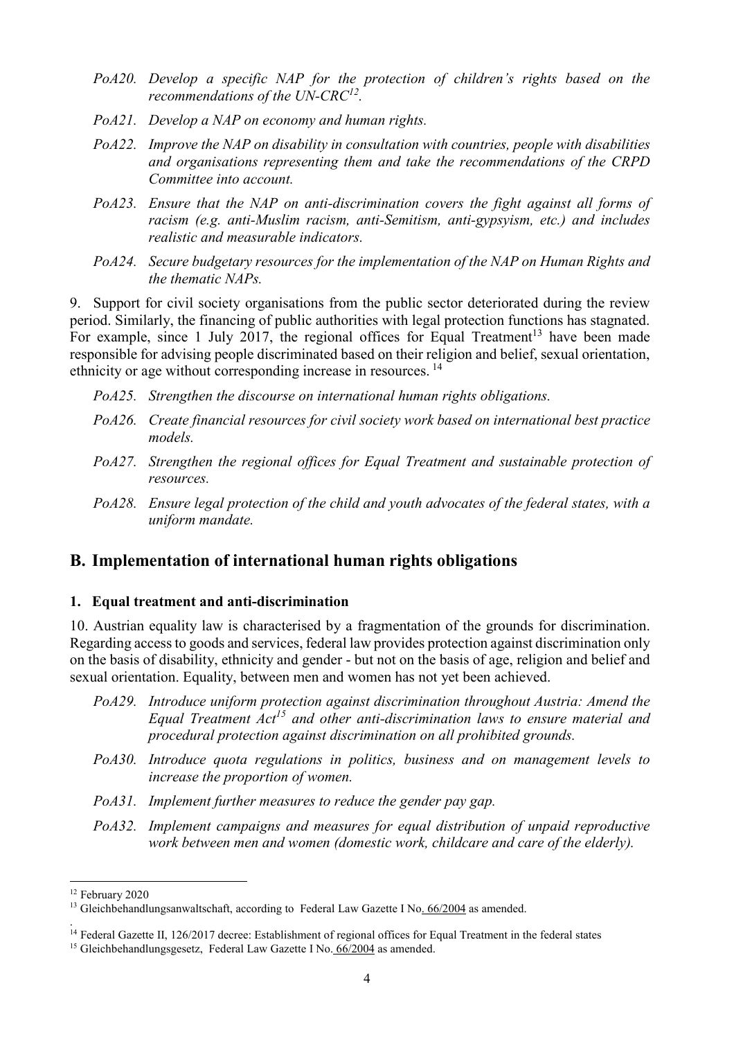*PoA20. Develop a specific NAP for the protection of children's rights based on the recommendations of the UN-CRC[12].*

*PoA21. Develop a NAP on economy and human rights.*

*PoA22. Improve the NAP on disability in consultation with countries, people with disabilities and organisations representing them and take the recommendations of the CRPD Committee into account.*

*PoA23. Ensure that the NAP on anti-discrimination covers the fight against all forms of racism (e.g. anti-Muslim racism, anti-Semitism, anti-gypsyism, etc.) and includes realistic and measurable indicators.*

*PoA24. Secure budgetary resources for the implementation of the NAP on Human Rights and the thematic NAPs.*

9. Support for civil society organisations from the public sector deteriorated during the review period. Similarly, the financing of public authorities with legal protection functions has stagnated. For example, since 1 July 2017, the regional offices for Equal Treatment[13] have been made responsible for advising people discriminated based on their religion and belief, sexual orientation, ethnicity or age without corresponding increase in resources. [14]

*PoA25. Strengthen the discourse on international human rights obligations.*

*PoA26. Create financial resources for civil society work based on international best practice models.*

*PoA27. Strengthen the regional offices for Equal Treatment and sustainable protection of resources.*

*PoA28. Ensure legal protection of the child and youth advocates of the federal states, with a uniform mandate.*

## B. Implementation of international human rights obligations

### 1. Equal treatment and anti-discrimination

10. Austrian equality law is characterised by a fragmentation of the grounds for discrimination. Regarding access to goods and services, federal law provides protection against discrimination only on the basis of disability, ethnicity and gender - but not on the basis of age, religion and belief and sexual orientation. Equality, between men and women has not yet been achieved.

*PoA29. Introduce uniform protection against discrimination throughout Austria: Amend the Equal Treatment Act[15] and other anti-discrimination laws to ensure material and procedural protection against discrimination on all prohibited grounds.*

*PoA30. Introduce quota regulations in politics, business and on management levels to increase the proportion of women.*

*PoA31. Implement further measures to reduce the gender pay gap.*

*PoA32. Implement campaigns and measures for equal distribution of unpaid reproductive work between men and women (domestic work, childcare and care of the elderly).*

---

[12] February 2020

[13] Gleichbehandlungsanwaltschaft, according to Federal Law Gazette I No. 66/2004 as amended.

[14] Federal Gazette II, 126/2017 decree: Establishment of regional offices for Equal Treatment in the federal states

[15] Gleichbehandlungsgesetz, Federal Law Gazette I No. 66/2004 as amended.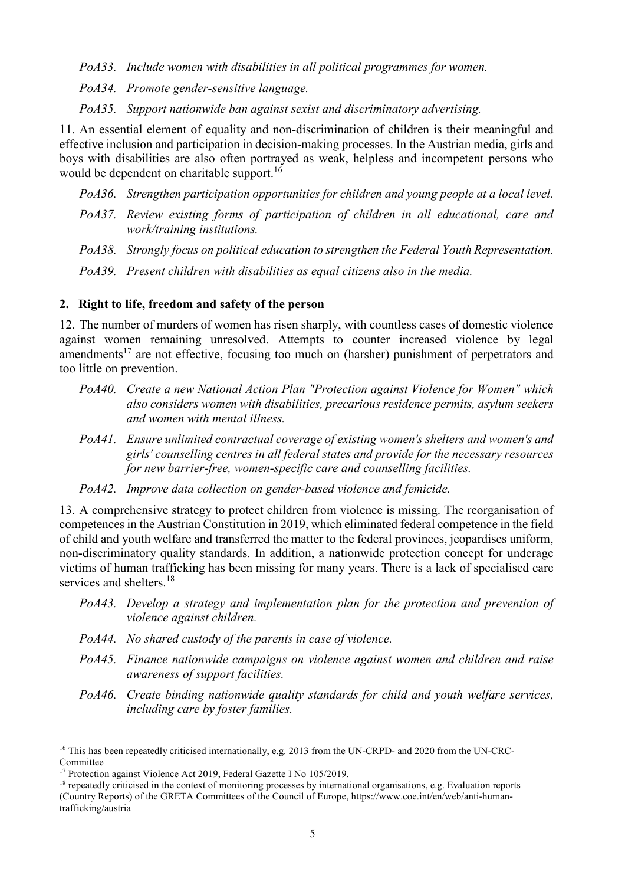*PoA33. Include women with disabilities in all political programmes for women.*

*PoA34. Promote gender-sensitive language.*

*PoA35. Support nationwide ban against sexist and discriminatory advertising.*

11. An essential element of equality and non-discrimination of children is their meaningful and effective inclusion and participation in decision-making processes. In the Austrian media, girls and boys with disabilities are also often portrayed as weak, helpless and incompetent persons who would be dependent on charitable support.[16]

*PoA36. Strengthen participation opportunities for children and young people at a local level.*

*PoA37. Review existing forms of participation of children in all educational, care and work/training institutions.*

*PoA38. Strongly focus on political education to strengthen the Federal Youth Representation.*

*PoA39. Present children with disabilities as equal citizens also in the media.*

## 2. Right to life, freedom and safety of the person

12. The number of murders of women has risen sharply, with countless cases of domestic violence against women remaining unresolved. Attempts to counter increased violence by legal amendments[17] are not effective, focusing too much on (harsher) punishment of perpetrators and too little on prevention.

*PoA40. Create a new National Action Plan "Protection against Violence for Women" which also considers women with disabilities, precarious residence permits, asylum seekers and women with mental illness.*

*PoA41. Ensure unlimited contractual coverage of existing women's shelters and women's and girls' counselling centres in all federal states and provide for the necessary resources for new barrier-free, women-specific care and counselling facilities.*

*PoA42. Improve data collection on gender-based violence and femicide.*

13. A comprehensive strategy to protect children from violence is missing. The reorganisation of competences in the Austrian Constitution in 2019, which eliminated federal competence in the field of child and youth welfare and transferred the matter to the federal provinces, jeopardises uniform, non-discriminatory quality standards. In addition, a nationwide protection concept for underage victims of human trafficking has been missing for many years. There is a lack of specialised care services and shelters.[18]

*PoA43. Develop a strategy and implementation plan for the protection and prevention of violence against children.*

*PoA44. No shared custody of the parents in case of violence.*

*PoA45. Finance nationwide campaigns on violence against women and children and raise awareness of support facilities.*

*PoA46. Create binding nationwide quality standards for child and youth welfare services, including care by foster families.*

---

[16] This has been repeatedly criticised internationally, e.g. 2013 from the UN-CRPD- and 2020 from the UN-CRC-Committee

[17] Protection against Violence Act 2019, Federal Gazette I No 105/2019.

[18] repeatedly criticised in the context of monitoring processes by international organisations, e.g. Evaluation reports (Country Reports) of the GRETA Committees of the Council of Europe, https://www.coe.int/en/web/anti-human-trafficking/austria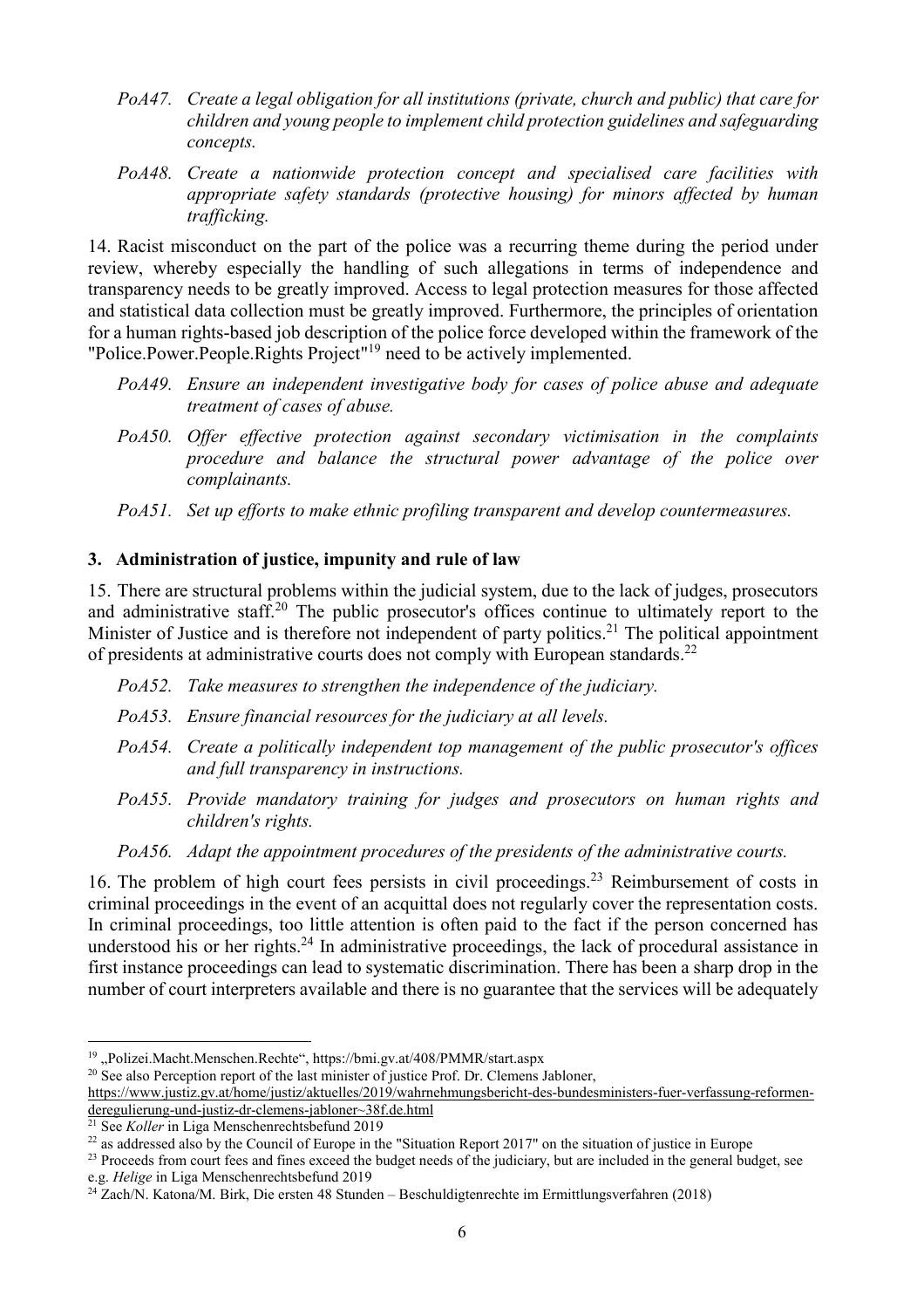*PoA47. Create a legal obligation for all institutions (private, church and public) that care for children and young people to implement child protection guidelines and safeguarding concepts.*

*PoA48. Create a nationwide protection concept and specialised care facilities with appropriate safety standards (protective housing) for minors affected by human trafficking.*

14. Racist misconduct on the part of the police was a recurring theme during the period under review, whereby especially the handling of such allegations in terms of independence and transparency needs to be greatly improved. Access to legal protection measures for those affected and statistical data collection must be greatly improved. Furthermore, the principles of orientation for a human rights-based job description of the police force developed within the framework of the "Police.Power.People.Rights Project"[19] need to be actively implemented.

*PoA49. Ensure an independent investigative body for cases of police abuse and adequate treatment of cases of abuse.*

*PoA50. Offer effective protection against secondary victimisation in the complaints procedure and balance the structural power advantage of the police over complainants.*

*PoA51. Set up efforts to make ethnic profiling transparent and develop countermeasures.*

### 3. Administration of justice, impunity and rule of law

15. There are structural problems within the judicial system, due to the lack of judges, prosecutors and administrative staff.[20] The public prosecutor's offices continue to ultimately report to the Minister of Justice and is therefore not independent of party politics.[21] The political appointment of presidents at administrative courts does not comply with European standards.[22]

*PoA52. Take measures to strengthen the independence of the judiciary.*

*PoA53. Ensure financial resources for the judiciary at all levels.*

*PoA54. Create a politically independent top management of the public prosecutor's offices and full transparency in instructions.*

*PoA55. Provide mandatory training for judges and prosecutors on human rights and children's rights.*

*PoA56. Adapt the appointment procedures of the presidents of the administrative courts.*

16. The problem of high court fees persists in civil proceedings.[23] Reimbursement of costs in criminal proceedings in the event of an acquittal does not regularly cover the representation costs. In criminal proceedings, too little attention is often paid to the fact if the person concerned has understood his or her rights.[24] In administrative proceedings, the lack of procedural assistance in first instance proceedings can lead to systematic discrimination. There has been a sharp drop in the number of court interpreters available and there is no guarantee that the services will be adequately

---

[19] „Polizei.Macht.Menschen.Rechte", https://bmi.gv.at/408/PMMR/start.aspx

[20] See also Perception report of the last minister of justice Prof. Dr. Clemens Jabloner, https://www.justiz.gv.at/home/justiz/aktuelles/2019/wahrnehmungsbericht-des-bundesministers-fuer-verfassung-reformen-deregulierung-und-justiz-dr-clemens-jabloner~38f.de.html

[21] See *Koller* in Liga Menschenrechtsbefund 2019

[22] as addressed also by the Council of Europe in the "Situation Report 2017" on the situation of justice in Europe

[23] Proceeds from court fees and fines exceed the budget needs of the judiciary, but are included in the general budget, see e.g. *Helige* in Liga Menschenrechtsbefund 2019

[24] Zach/N. Katona/M. Birk, Die ersten 48 Stunden – Beschuldigtenrechte im Ermittlungsverfahren (2018)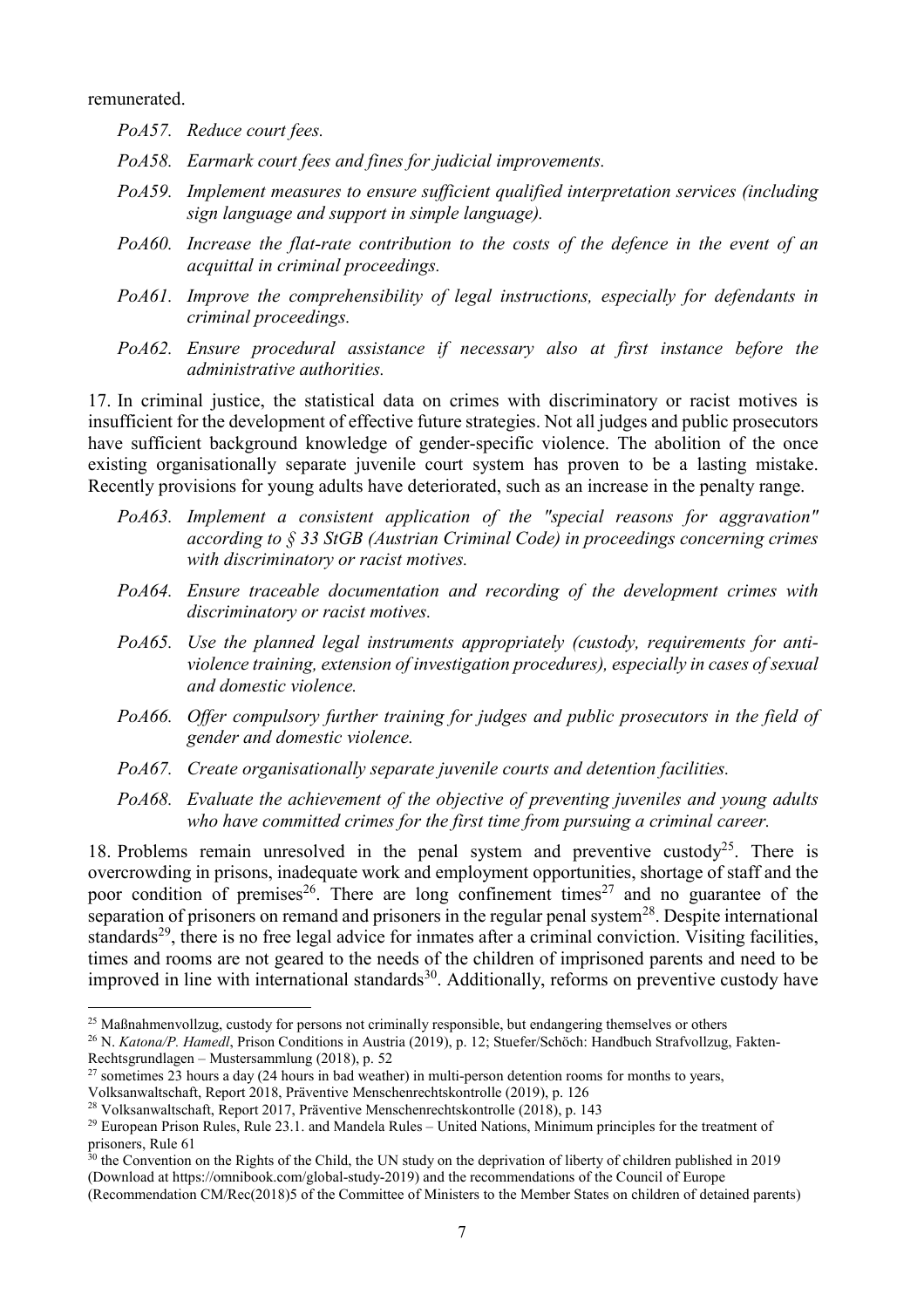remunerated.

*PoA57. Reduce court fees.*

*PoA58. Earmark court fees and fines for judicial improvements.*

*PoA59. Implement measures to ensure sufficient qualified interpretation services (including sign language and support in simple language).*

*PoA60. Increase the flat-rate contribution to the costs of the defence in the event of an acquittal in criminal proceedings.*

*PoA61. Improve the comprehensibility of legal instructions, especially for defendants in criminal proceedings.*

*PoA62. Ensure procedural assistance if necessary also at first instance before the administrative authorities.*

17. In criminal justice, the statistical data on crimes with discriminatory or racist motives is insufficient for the development of effective future strategies. Not all judges and public prosecutors have sufficient background knowledge of gender-specific violence. The abolition of the once existing organisationally separate juvenile court system has proven to be a lasting mistake. Recently provisions for young adults have deteriorated, such as an increase in the penalty range.

*PoA63. Implement a consistent application of the "special reasons for aggravation" according to § 33 StGB (Austrian Criminal Code) in proceedings concerning crimes with discriminatory or racist motives.*

*PoA64. Ensure traceable documentation and recording of the development crimes with discriminatory or racist motives.*

*PoA65. Use the planned legal instruments appropriately (custody, requirements for anti-violence training, extension of investigation procedures), especially in cases of sexual and domestic violence.*

*PoA66. Offer compulsory further training for judges and public prosecutors in the field of gender and domestic violence.*

*PoA67. Create organisationally separate juvenile courts and detention facilities.*

*PoA68. Evaluate the achievement of the objective of preventing juveniles and young adults who have committed crimes for the first time from pursuing a criminal career.*

18. Problems remain unresolved in the penal system and preventive custody[25]. There is overcrowding in prisons, inadequate work and employment opportunities, shortage of staff and the poor condition of premises[26]. There are long confinement times[27] and no guarantee of the separation of prisoners on remand and prisoners in the regular penal system[28]. Despite international standards[29], there is no free legal advice for inmates after a criminal conviction. Visiting facilities, times and rooms are not geared to the needs of the children of imprisoned parents and need to be improved in line with international standards[30]. Additionally, reforms on preventive custody have

---

[25] Maßnahmenvollzug, custody for persons not criminally responsible, but endangering themselves or others

[26] N. *Katona/P. Hamedl*, Prison Conditions in Austria (2019), p. 12; Stuefer/Schöch: Handbuch Strafvollzug, Fakten-Rechtsgrundlagen – Mustersammlung (2018), p. 52

[27] sometimes 23 hours a day (24 hours in bad weather) in multi-person detention rooms for months to years, Volksanwaltschaft, Report 2018, Präventive Menschenrechtskontrolle (2019), p. 126

[28] Volksanwaltschaft, Report 2017, Präventive Menschenrechtskontrolle (2018), p. 143

[29] European Prison Rules, Rule 23.1. and Mandela Rules – United Nations, Minimum principles for the treatment of prisoners, Rule 61

[30] the Convention on the Rights of the Child, the UN study on the deprivation of liberty of children published in 2019 (Download at https://omnibook.com/global-study-2019) and the recommendations of the Council of Europe (Recommendation CM/Rec(2018)5 of the Committee of Ministers to the Member States on children of detained parents)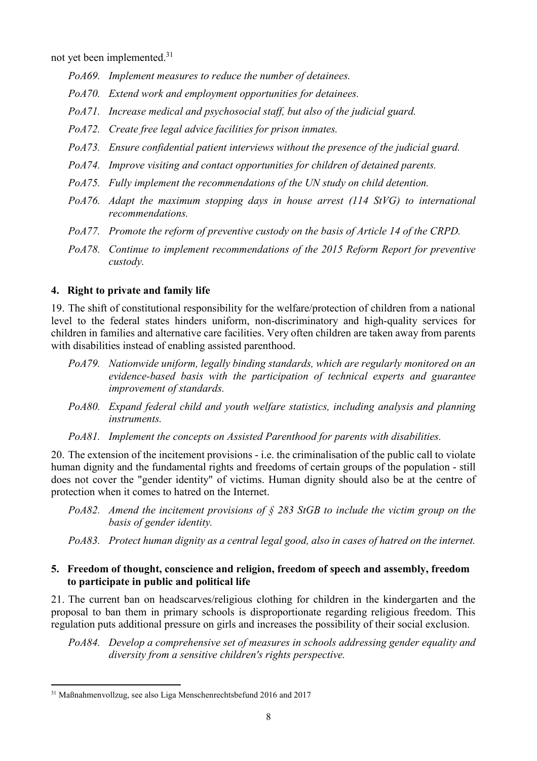not yet been implemented.[31]

*PoA69. Implement measures to reduce the number of detainees.*

*PoA70. Extend work and employment opportunities for detainees.*

*PoA71. Increase medical and psychosocial staff, but also of the judicial guard.*

*PoA72. Create free legal advice facilities for prison inmates.*

*PoA73. Ensure confidential patient interviews without the presence of the judicial guard.*

*PoA74. Improve visiting and contact opportunities for children of detained parents.*

*PoA75. Fully implement the recommendations of the UN study on child detention.*

*PoA76. Adapt the maximum stopping days in house arrest (114 StVG) to international recommendations.*

*PoA77. Promote the reform of preventive custody on the basis of Article 14 of the CRPD.*

*PoA78. Continue to implement recommendations of the 2015 Reform Report for preventive custody.*

### 4. Right to private and family life

19. The shift of constitutional responsibility for the welfare/protection of children from a national level to the federal states hinders uniform, non-discriminatory and high-quality services for children in families and alternative care facilities. Very often children are taken away from parents with disabilities instead of enabling assisted parenthood.

*PoA79. Nationwide uniform, legally binding standards, which are regularly monitored on an evidence-based basis with the participation of technical experts and guarantee improvement of standards.*

*PoA80. Expand federal child and youth welfare statistics, including analysis and planning instruments.*

*PoA81. Implement the concepts on Assisted Parenthood for parents with disabilities.*

20. The extension of the incitement provisions - i.e. the criminalisation of the public call to violate human dignity and the fundamental rights and freedoms of certain groups of the population - still does not cover the "gender identity" of victims. Human dignity should also be at the centre of protection when it comes to hatred on the Internet.

*PoA82. Amend the incitement provisions of § 283 StGB to include the victim group on the basis of gender identity.*

*PoA83. Protect human dignity as a central legal good, also in cases of hatred on the internet.*

### 5. Freedom of thought, conscience and religion, freedom of speech and assembly, freedom to participate in public and political life

21. The current ban on headscarves/religious clothing for children in the kindergarten and the proposal to ban them in primary schools is disproportionate regarding religious freedom. This regulation puts additional pressure on girls and increases the possibility of their social exclusion.

*PoA84. Develop a comprehensive set of measures in schools addressing gender equality and diversity from a sensitive children's rights perspective.*

[31] Maßnahmenvollzug, see also Liga Menschenrechtsbefund 2016 and 2017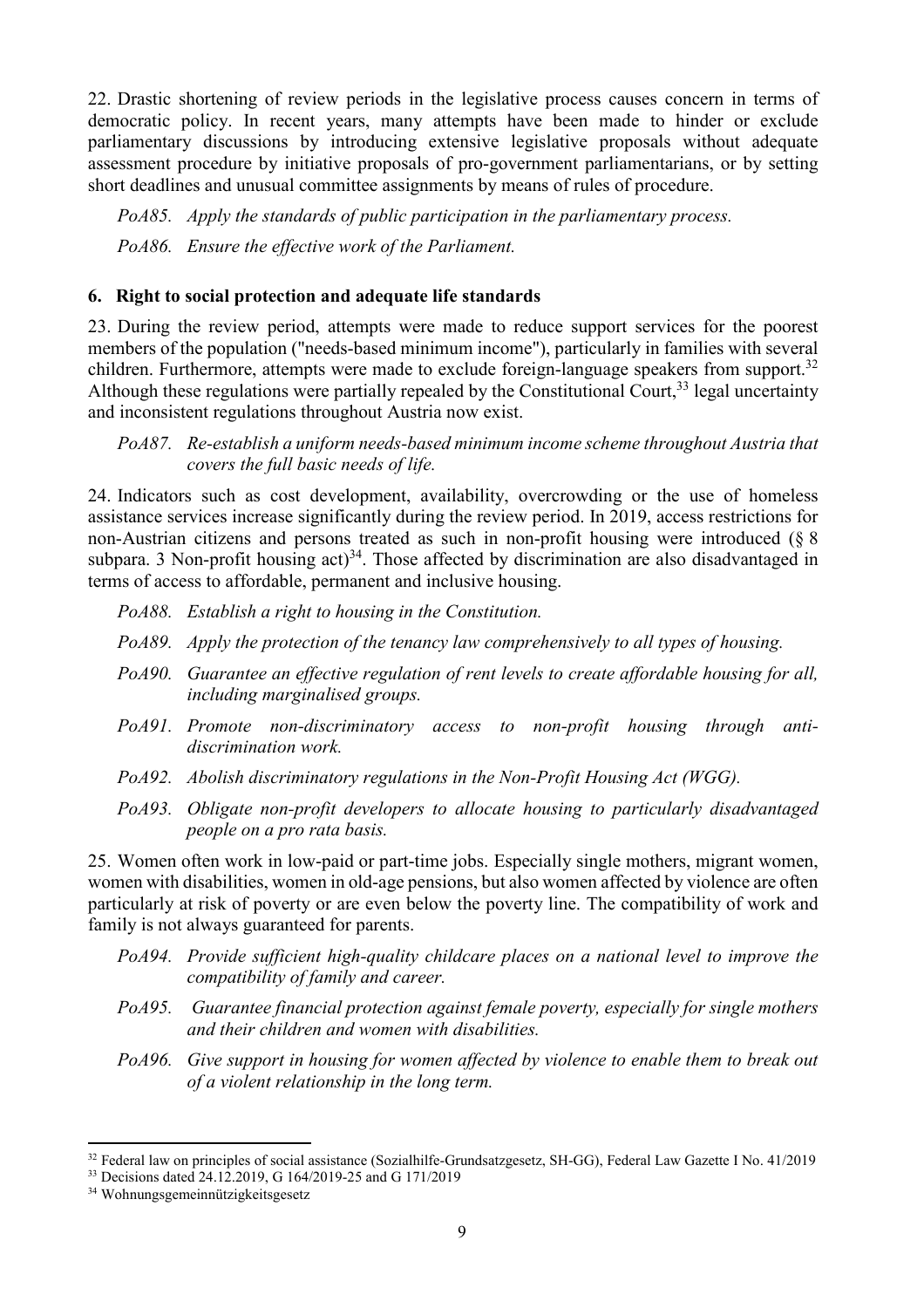22. Drastic shortening of review periods in the legislative process causes concern in terms of democratic policy. In recent years, many attempts have been made to hinder or exclude parliamentary discussions by introducing extensive legislative proposals without adequate assessment procedure by initiative proposals of pro-government parliamentarians, or by setting short deadlines and unusual committee assignments by means of rules of procedure.

*PoA85. Apply the standards of public participation in the parliamentary process.*

*PoA86. Ensure the effective work of the Parliament.*

## 6. Right to social protection and adequate life standards

23. During the review period, attempts were made to reduce support services for the poorest members of the population ("needs-based minimum income"), particularly in families with several children. Furthermore, attempts were made to exclude foreign-language speakers from support.[32] Although these regulations were partially repealed by the Constitutional Court,[33] legal uncertainty and inconsistent regulations throughout Austria now exist.

*PoA87. Re-establish a uniform needs-based minimum income scheme throughout Austria that covers the full basic needs of life.*

24. Indicators such as cost development, availability, overcrowding or the use of homeless assistance services increase significantly during the review period. In 2019, access restrictions for non-Austrian citizens and persons treated as such in non-profit housing were introduced (§ 8 subpara. 3 Non-profit housing act)[34]. Those affected by discrimination are also disadvantaged in terms of access to affordable, permanent and inclusive housing.

*PoA88. Establish a right to housing in the Constitution.*

*PoA89. Apply the protection of the tenancy law comprehensively to all types of housing.*

*PoA90. Guarantee an effective regulation of rent levels to create affordable housing for all, including marginalised groups.*

*PoA91. Promote non-discriminatory access to non-profit housing through anti-discrimination work.*

*PoA92. Abolish discriminatory regulations in the Non-Profit Housing Act (WGG).*

*PoA93. Obligate non-profit developers to allocate housing to particularly disadvantaged people on a pro rata basis.*

25. Women often work in low-paid or part-time jobs. Especially single mothers, migrant women, women with disabilities, women in old-age pensions, but also women affected by violence are often particularly at risk of poverty or are even below the poverty line. The compatibility of work and family is not always guaranteed for parents.

*PoA94. Provide sufficient high-quality childcare places on a national level to improve the compatibility of family and career.*

*PoA95. Guarantee financial protection against female poverty, especially for single mothers and their children and women with disabilities.*

*PoA96. Give support in housing for women affected by violence to enable them to break out of a violent relationship in the long term.*

---

[32] Federal law on principles of social assistance (Sozialhilfe-Grundsatzgesetz, SH-GG), Federal Law Gazette I No. 41/2019

[33] Decisions dated 24.12.2019, G 164/2019-25 and G 171/2019

[34] Wohnungsgemeinnützigkeitsgesetz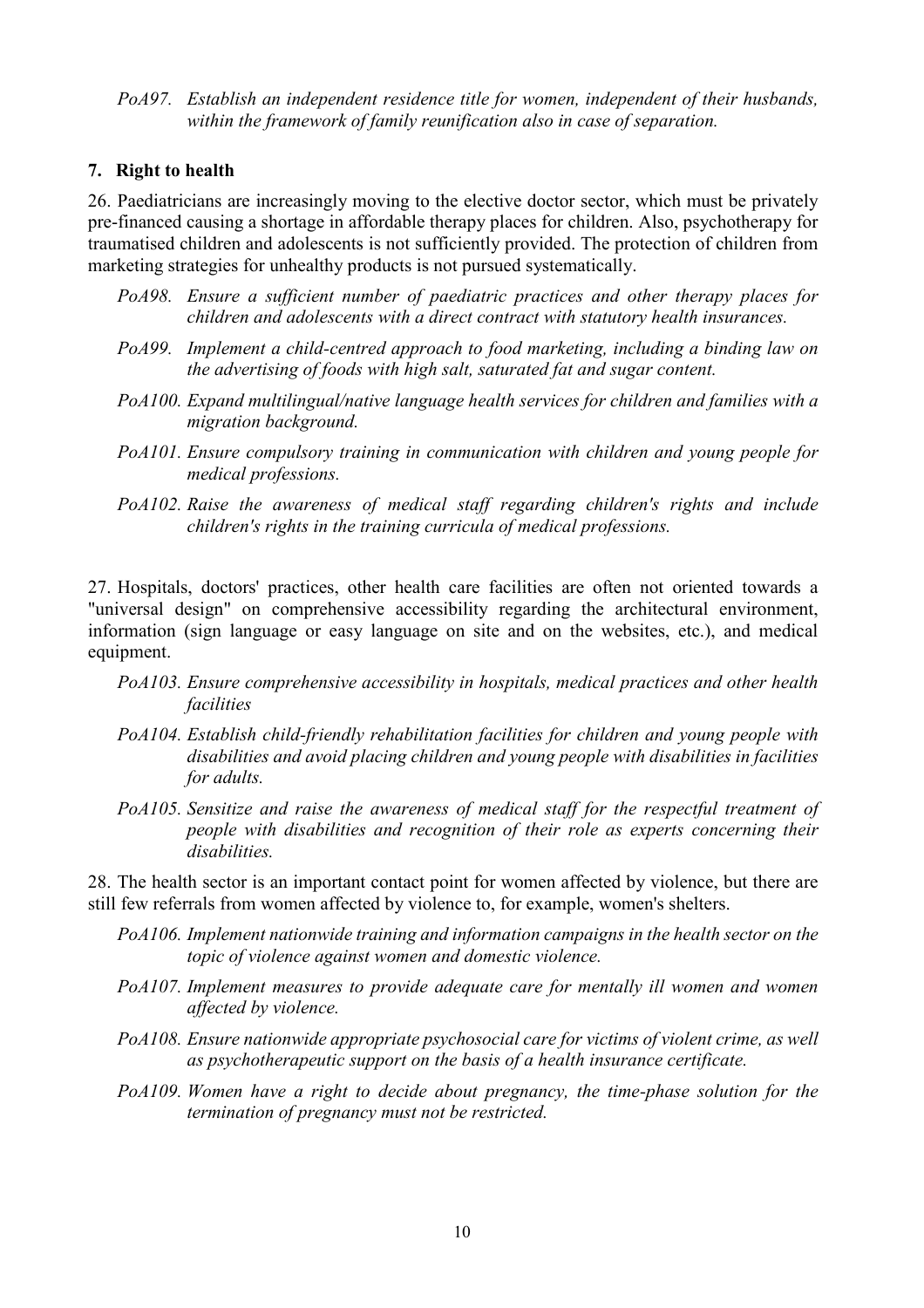*PoA97. Establish an independent residence title for women, independent of their husbands, within the framework of family reunification also in case of separation.*

## 7. Right to health

26. Paediatricians are increasingly moving to the elective doctor sector, which must be privately pre-financed causing a shortage in affordable therapy places for children. Also, psychotherapy for traumatised children and adolescents is not sufficiently provided. The protection of children from marketing strategies for unhealthy products is not pursued systematically.

*PoA98. Ensure a sufficient number of paediatric practices and other therapy places for children and adolescents with a direct contract with statutory health insurances.*

*PoA99. Implement a child-centred approach to food marketing, including a binding law on the advertising of foods with high salt, saturated fat and sugar content.*

*PoA100. Expand multilingual/native language health services for children and families with a migration background.*

*PoA101. Ensure compulsory training in communication with children and young people for medical professions.*

*PoA102. Raise the awareness of medical staff regarding children's rights and include children's rights in the training curricula of medical professions.*

27. Hospitals, doctors' practices, other health care facilities are often not oriented towards a "universal design" on comprehensive accessibility regarding the architectural environment, information (sign language or easy language on site and on the websites, etc.), and medical equipment.

*PoA103. Ensure comprehensive accessibility in hospitals, medical practices and other health facilities*

*PoA104. Establish child-friendly rehabilitation facilities for children and young people with disabilities and avoid placing children and young people with disabilities in facilities for adults.*

*PoA105. Sensitize and raise the awareness of medical staff for the respectful treatment of people with disabilities and recognition of their role as experts concerning their disabilities.*

28. The health sector is an important contact point for women affected by violence, but there are still few referrals from women affected by violence to, for example, women's shelters.

*PoA106. Implement nationwide training and information campaigns in the health sector on the topic of violence against women and domestic violence.*

*PoA107. Implement measures to provide adequate care for mentally ill women and women affected by violence.*

*PoA108. Ensure nationwide appropriate psychosocial care for victims of violent crime, as well as psychotherapeutic support on the basis of a health insurance certificate.*

*PoA109. Women have a right to decide about pregnancy, the time-phase solution for the termination of pregnancy must not be restricted.*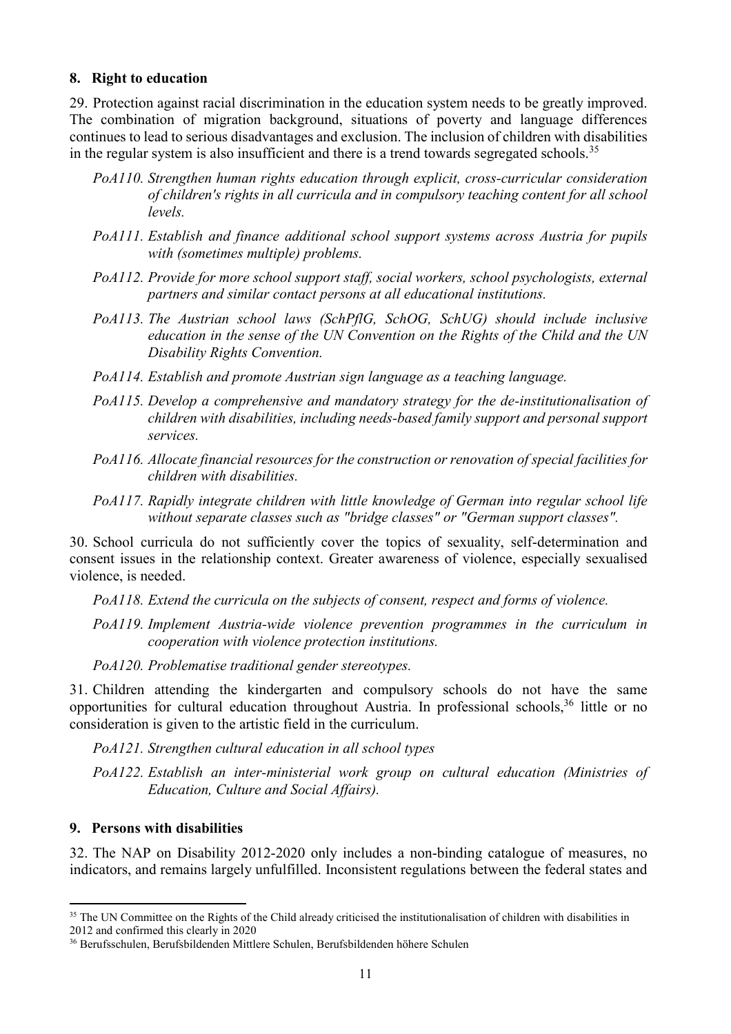## 8. Right to education

29. Protection against racial discrimination in the education system needs to be greatly improved. The combination of migration background, situations of poverty and language differences continues to lead to serious disadvantages and exclusion. The inclusion of children with disabilities in the regular system is also insufficient and there is a trend towards segregated schools.[35]

*PoA110. Strengthen human rights education through explicit, cross-curricular consideration of children's rights in all curricula and in compulsory teaching content for all school levels.*

*PoA111. Establish and finance additional school support systems across Austria for pupils with (sometimes multiple) problems.*

*PoA112. Provide for more school support staff, social workers, school psychologists, external partners and similar contact persons at all educational institutions.*

*PoA113. The Austrian school laws (SchPflG, SchOG, SchUG) should include inclusive education in the sense of the UN Convention on the Rights of the Child and the UN Disability Rights Convention.*

*PoA114. Establish and promote Austrian sign language as a teaching language.*

*PoA115. Develop a comprehensive and mandatory strategy for the de-institutionalisation of children with disabilities, including needs-based family support and personal support services.*

*PoA116. Allocate financial resources for the construction or renovation of special facilities for children with disabilities.*

*PoA117. Rapidly integrate children with little knowledge of German into regular school life without separate classes such as "bridge classes" or "German support classes".*

30. School curricula do not sufficiently cover the topics of sexuality, self-determination and consent issues in the relationship context. Greater awareness of violence, especially sexualised violence, is needed.

*PoA118. Extend the curricula on the subjects of consent, respect and forms of violence.*

*PoA119. Implement Austria-wide violence prevention programmes in the curriculum in cooperation with violence protection institutions.*

*PoA120. Problematise traditional gender stereotypes.*

31. Children attending the kindergarten and compulsory schools do not have the same opportunities for cultural education throughout Austria. In professional schools,[36] little or no consideration is given to the artistic field in the curriculum.

*PoA121. Strengthen cultural education in all school types*

*PoA122. Establish an inter-ministerial work group on cultural education (Ministries of Education, Culture and Social Affairs).*

## 9. Persons with disabilities

32. The NAP on Disability 2012-2020 only includes a non-binding catalogue of measures, no indicators, and remains largely unfulfilled. Inconsistent regulations between the federal states and

---

[35] The UN Committee on the Rights of the Child already criticised the institutionalisation of children with disabilities in 2012 and confirmed this clearly in 2020

[36] Berufsschulen, Berufsbildenden Mittlere Schulen, Berufsbildenden höhere Schulen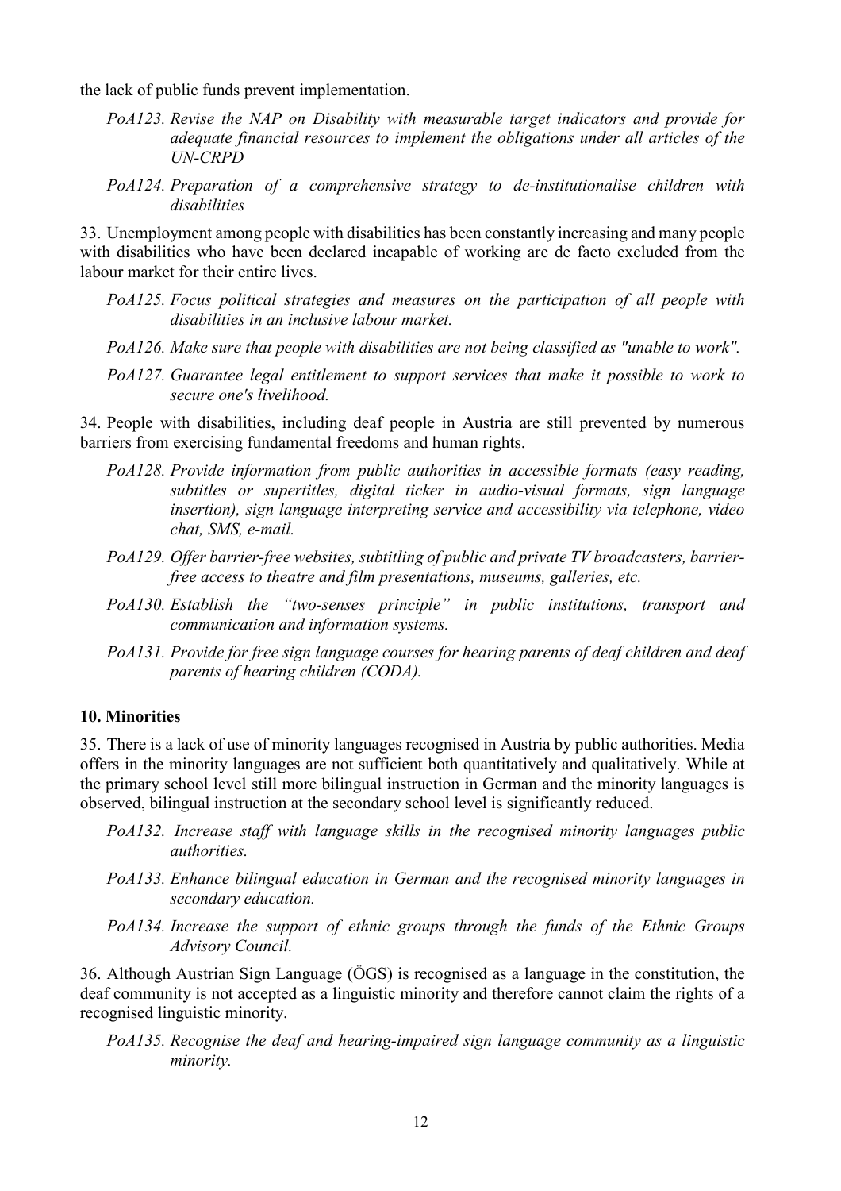the lack of public funds prevent implementation.

*PoA123. Revise the NAP on Disability with measurable target indicators and provide for adequate financial resources to implement the obligations under all articles of the UN-CRPD*

*PoA124. Preparation of a comprehensive strategy to de-institutionalise children with disabilities*

33. Unemployment among people with disabilities has been constantly increasing and many people with disabilities who have been declared incapable of working are de facto excluded from the labour market for their entire lives.

*PoA125. Focus political strategies and measures on the participation of all people with disabilities in an inclusive labour market.*

*PoA126. Make sure that people with disabilities are not being classified as "unable to work".*

*PoA127. Guarantee legal entitlement to support services that make it possible to work to secure one's livelihood.*

34. People with disabilities, including deaf people in Austria are still prevented by numerous barriers from exercising fundamental freedoms and human rights.

*PoA128. Provide information from public authorities in accessible formats (easy reading, subtitles or supertitles, digital ticker in audio-visual formats, sign language insertion), sign language interpreting service and accessibility via telephone, video chat, SMS, e-mail.*

*PoA129. Offer barrier-free websites, subtitling of public and private TV broadcasters, barrier-free access to theatre and film presentations, museums, galleries, etc.*

*PoA130. Establish the "two-senses principle" in public institutions, transport and communication and information systems.*

*PoA131. Provide for free sign language courses for hearing parents of deaf children and deaf parents of hearing children (CODA).*

### 10. Minorities

35. There is a lack of use of minority languages recognised in Austria by public authorities. Media offers in the minority languages are not sufficient both quantitatively and qualitatively. While at the primary school level still more bilingual instruction in German and the minority languages is observed, bilingual instruction at the secondary school level is significantly reduced.

*PoA132. Increase staff with language skills in the recognised minority languages public authorities.*

*PoA133. Enhance bilingual education in German and the recognised minority languages in secondary education.*

*PoA134. Increase the support of ethnic groups through the funds of the Ethnic Groups Advisory Council.*

36. Although Austrian Sign Language (ÖGS) is recognised as a language in the constitution, the deaf community is not accepted as a linguistic minority and therefore cannot claim the rights of a recognised linguistic minority.

*PoA135. Recognise the deaf and hearing-impaired sign language community as a linguistic minority.*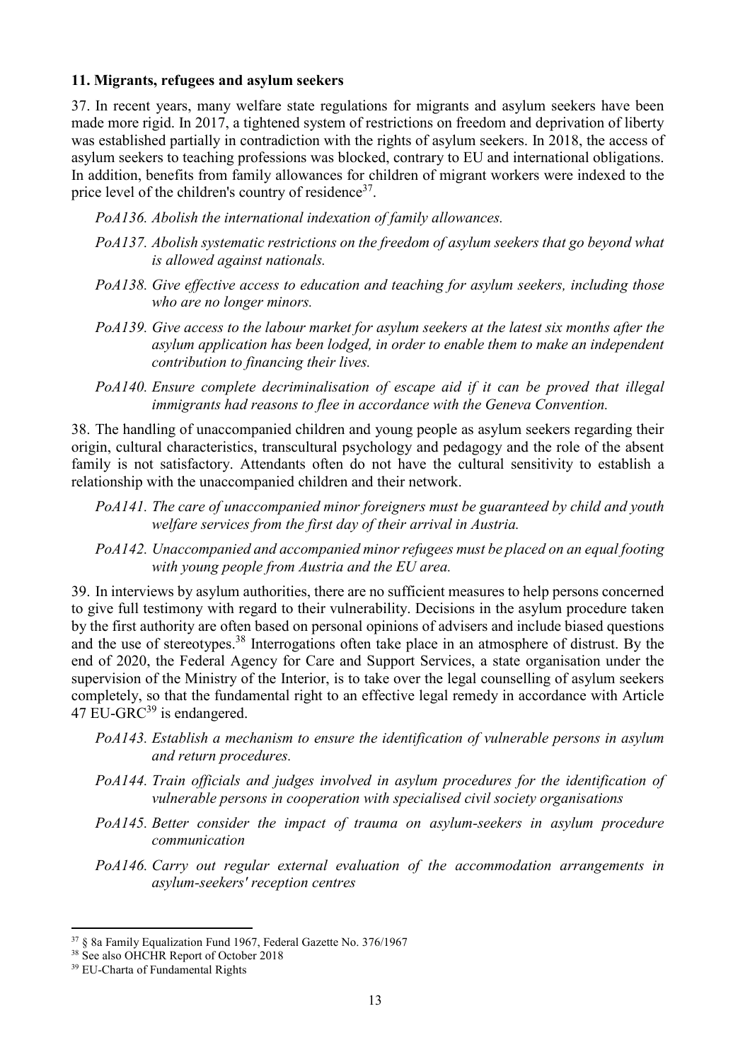### 11. Migrants, refugees and asylum seekers

37. In recent years, many welfare state regulations for migrants and asylum seekers have been made more rigid. In 2017, a tightened system of restrictions on freedom and deprivation of liberty was established partially in contradiction with the rights of asylum seekers. In 2018, the access of asylum seekers to teaching professions was blocked, contrary to EU and international obligations. In addition, benefits from family allowances for children of migrant workers were indexed to the price level of the children's country of residence[37].

*PoA136. Abolish the international indexation of family allowances.*

*PoA137. Abolish systematic restrictions on the freedom of asylum seekers that go beyond what is allowed against nationals.*

*PoA138. Give effective access to education and teaching for asylum seekers, including those who are no longer minors.*

*PoA139. Give access to the labour market for asylum seekers at the latest six months after the asylum application has been lodged, in order to enable them to make an independent contribution to financing their lives.*

*PoA140. Ensure complete decriminalisation of escape aid if it can be proved that illegal immigrants had reasons to flee in accordance with the Geneva Convention.*

38. The handling of unaccompanied children and young people as asylum seekers regarding their origin, cultural characteristics, transcultural psychology and pedagogy and the role of the absent family is not satisfactory. Attendants often do not have the cultural sensitivity to establish a relationship with the unaccompanied children and their network.

*PoA141. The care of unaccompanied minor foreigners must be guaranteed by child and youth welfare services from the first day of their arrival in Austria.*

*PoA142. Unaccompanied and accompanied minor refugees must be placed on an equal footing with young people from Austria and the EU area.*

39. In interviews by asylum authorities, there are no sufficient measures to help persons concerned to give full testimony with regard to their vulnerability. Decisions in the asylum procedure taken by the first authority are often based on personal opinions of advisers and include biased questions and the use of stereotypes.[38] Interrogations often take place in an atmosphere of distrust. By the end of 2020, the Federal Agency for Care and Support Services, a state organisation under the supervision of the Ministry of the Interior, is to take over the legal counselling of asylum seekers completely, so that the fundamental right to an effective legal remedy in accordance with Article 47 EU-GRC[39] is endangered.

*PoA143. Establish a mechanism to ensure the identification of vulnerable persons in asylum and return procedures.*

*PoA144. Train officials and judges involved in asylum procedures for the identification of vulnerable persons in cooperation with specialised civil society organisations*

*PoA145. Better consider the impact of trauma on asylum-seekers in asylum procedure communication*

*PoA146. Carry out regular external evaluation of the accommodation arrangements in asylum-seekers' reception centres*

---

[37] § 8a Family Equalization Fund 1967, Federal Gazette No. 376/1967

[38] See also OHCHR Report of October 2018

[39] EU-Charta of Fundamental Rights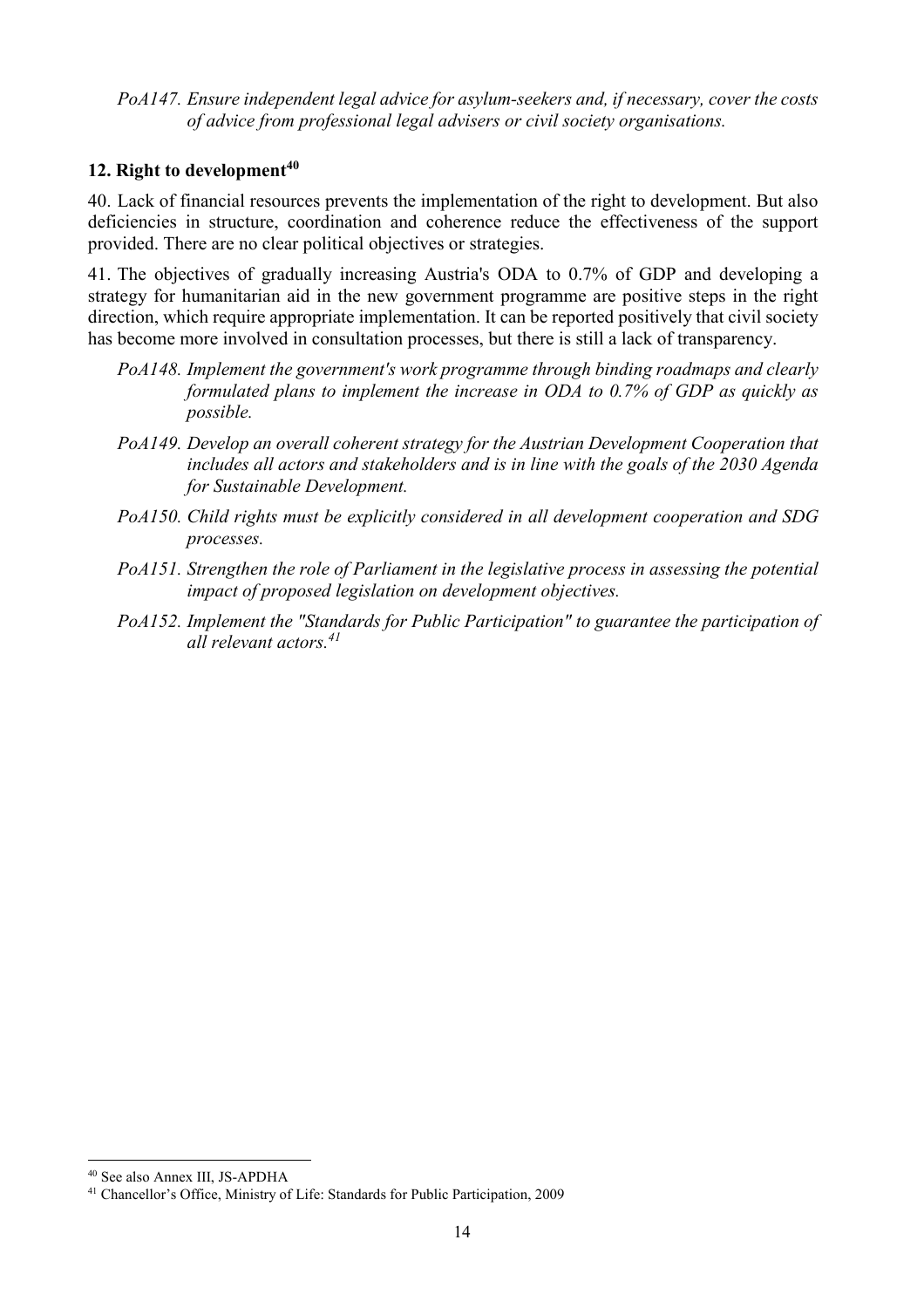*PoA147. Ensure independent legal advice for asylum-seekers and, if necessary, cover the costs of advice from professional legal advisers or civil society organisations.*

## 12. Right to development[40]

40. Lack of financial resources prevents the implementation of the right to development. But also deficiencies in structure, coordination and coherence reduce the effectiveness of the support provided. There are no clear political objectives or strategies.

41. The objectives of gradually increasing Austria's ODA to 0.7% of GDP and developing a strategy for humanitarian aid in the new government programme are positive steps in the right direction, which require appropriate implementation. It can be reported positively that civil society has become more involved in consultation processes, but there is still a lack of transparency.

*PoA148. Implement the government's work programme through binding roadmaps and clearly formulated plans to implement the increase in ODA to 0.7% of GDP as quickly as possible.*

*PoA149. Develop an overall coherent strategy for the Austrian Development Cooperation that includes all actors and stakeholders and is in line with the goals of the 2030 Agenda for Sustainable Development.*

*PoA150. Child rights must be explicitly considered in all development cooperation and SDG processes.*

*PoA151. Strengthen the role of Parliament in the legislative process in assessing the potential impact of proposed legislation on development objectives.*

*PoA152. Implement the "Standards for Public Participation" to guarantee the participation of all relevant actors.[41]*

---

[40] See also Annex III, JS-APDHA

[41] Chancellor's Office, Ministry of Life: Standards for Public Participation, 2009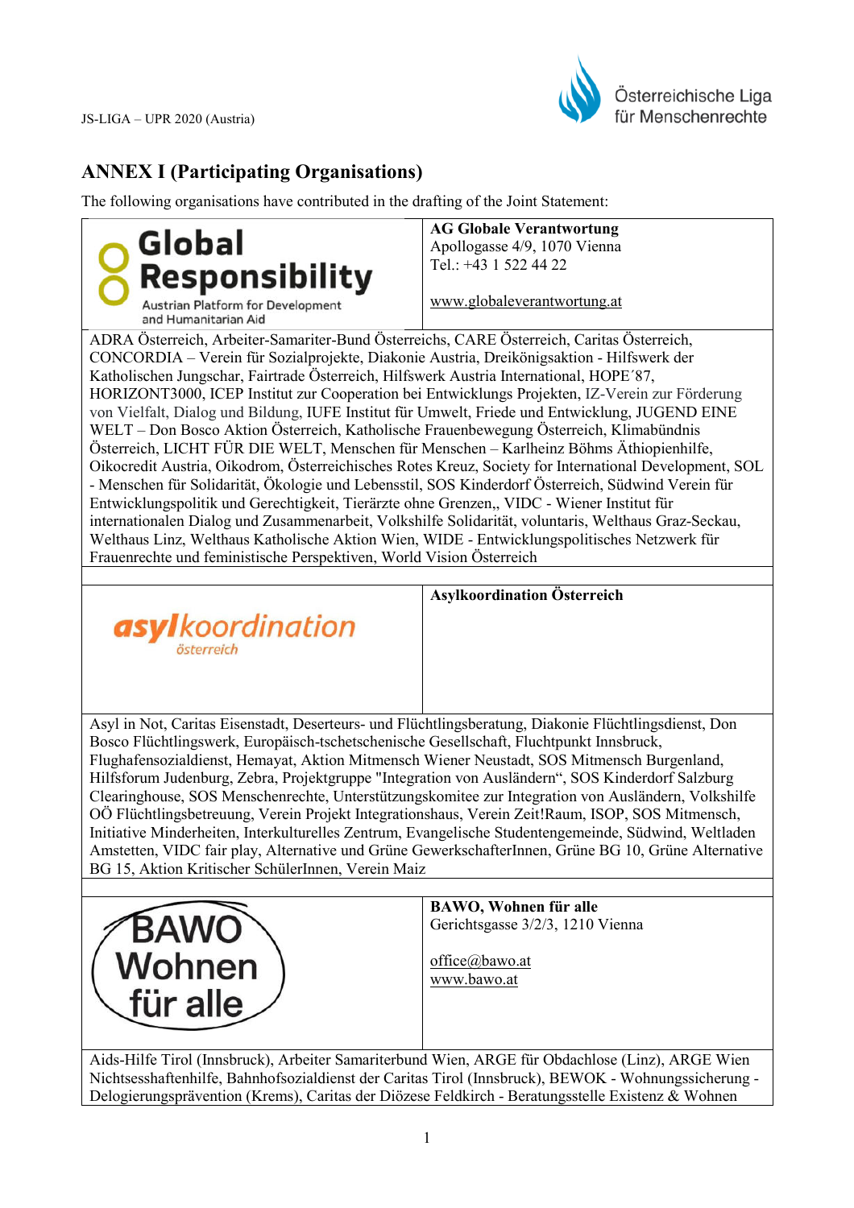# ANNEX I (Participating Organisations)

The following organisations have contributed in the drafting of the Joint Statement:

| Global Responsibility – Austrian Platform for Development and Humanitarian Aid | **AG Globale Verantwortung**<br>Apollogasse 4/9, 1070 Vienna<br>Tel.: +43 1 522 44 22<br><br>www.globaleverantwortung.at |
|---|---|
| ADRA Österreich, Arbeiter-Samariter-Bund Österreichs, CARE Österreich, Caritas Österreich, CONCORDIA – Verein für Sozialprojekte, Diakonie Austria, Dreikönigsaktion - Hilfswerk der Katholischen Jungschar, Fairtrade Österreich, Hilfswerk Austria International, HOPE´87, HORIZONT3000, ICEP Institut zur Cooperation bei Entwicklungs Projekten, IZ-Verein zur Förderung von Vielfalt, Dialog und Bildung, IUFE Institut für Umwelt, Friede und Entwicklung, JUGEND EINE WELT – Don Bosco Aktion Österreich, Katholische Frauenbewegung Österreich, Klimabündnis Österreich, LICHT FÜR DIE WELT, Menschen für Menschen – Karlheinz Böhms Äthiopienhilfe, Oikocredit Austria, Oikodrom, Österreichisches Rotes Kreuz, Society for International Development, SOL - Menschen für Solidarität, Ökologie und Lebensstil, SOS Kinderdorf Österreich, Südwind Verein für Entwicklungspolitik und Gerechtigkeit, Tierärzte ohne Grenzen,, VIDC - Wiener Institut für internationalen Dialog und Zusammenarbeit, Volkshilfe Solidarität, voluntaris, Welthaus Graz-Seckau, Welthaus Linz, Welthaus Katholische Aktion Wien, WIDE - Entwicklungspolitisches Netzwerk für Frauenrechte und feministische Perspektiven, World Vision Österreich | |
| | |
| asylkoordination österreich | **Asylkoordination Österreich** |
| Asyl in Not, Caritas Eisenstadt, Deserteurs- und Flüchtlingsberatung, Diakonie Flüchtlingsdienst, Don Bosco Flüchtlingswerk, Europäisch-tschetschenische Gesellschaft, Fluchtpunkt Innsbruck, Flughafensozialdienst, Hemayat, Aktion Mitmensch Wiener Neustadt, SOS Mitmensch Burgenland, Hilfsforum Judenburg, Zebra, Projektgruppe "Integration von Ausländern", SOS Kinderdorf Salzburg Clearinghouse, SOS Menschenrechte, Unterstützungskomitee zur Integration von Ausländern, Volkshilfe OÖ Flüchtlingsbetreuung, Verein Projekt Integrationshaus, Verein Zeit!Raum, ISOP, SOS Mitmensch, Initiative Minderheiten, Interkulturelles Zentrum, Evangelische Studentengemeinde, Südwind, Weltladen Amstetten, VIDC fair play, Alternative und Grüne GewerkschafterInnen, Grüne BG 10, Grüne Alternative BG 15, Aktion Kritischer SchülerInnen, Verein Maiz | |
| | |
| BAWO Wohnen für alle | **BAWO, Wohnen für alle**<br>Gerichtsgasse 3/2/3, 1210 Vienna<br><br>office@bawo.at<br>www.bawo.at |
| Aids-Hilfe Tirol (Innsbruck), Arbeiter Samariterbund Wien, ARGE für Obdachlose (Linz), ARGE Wien Nichtsesshaftenhilfe, Bahnhofsozialdienst der Caritas Tirol (Innsbruck), BEWOK - Wohnungssicherung - Delogierungsprävention (Krems), Caritas der Diözese Feldkirch - Beratungsstelle Existenz & Wohnen | |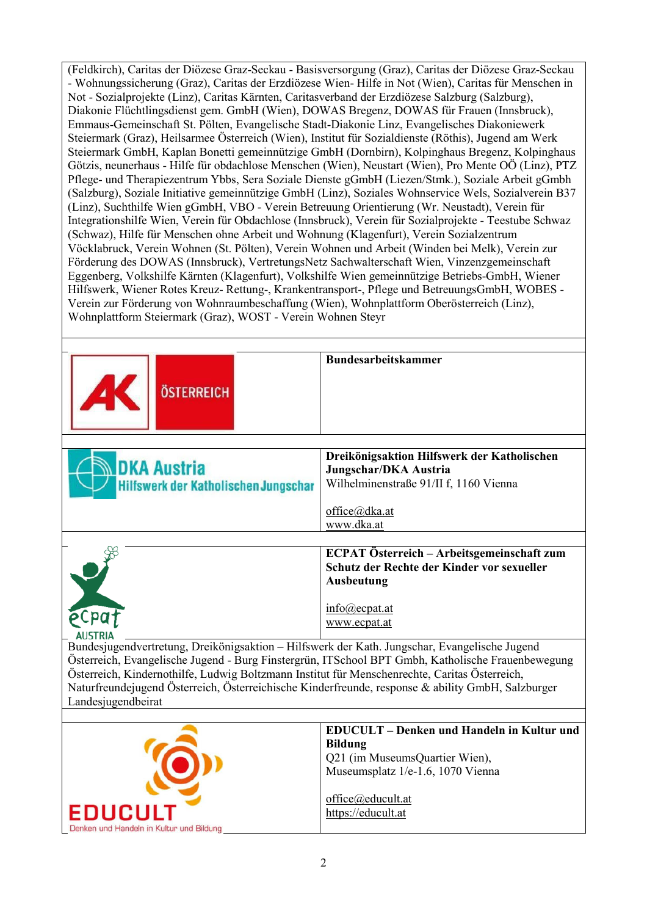(Feldkirch), Caritas der Diözese Graz-Seckau - Basisversorgung (Graz), Caritas der Diözese Graz-Seckau - Wohnungssicherung (Graz), Caritas der Erzdiözese Wien- Hilfe in Not (Wien), Caritas für Menschen in Not - Sozialprojekte (Linz), Caritas Kärnten, Caritasverband der Erzdiözese Salzburg (Salzburg), Diakonie Flüchtlingsdienst gem. GmbH (Wien), DOWAS Bregenz, DOWAS für Frauen (Innsbruck), Emmaus-Gemeinschaft St. Pölten, Evangelische Stadt-Diakonie Linz, Evangelisches Diakoniewerk Steiermark (Graz), Heilsarmee Österreich (Wien), Institut für Sozialdienste (Röthis), Jugend am Werk Steiermark GmbH, Kaplan Bonetti gemeinnützige GmbH (Dornbirn), Kolpinghaus Bregenz, Kolpinghaus Götzis, neunerhaus - Hilfe für obdachlose Menschen (Wien), Neustart (Wien), Pro Mente OÖ (Linz), PTZ Pflege- und Therapiezentrum Ybbs, Sera Soziale Dienste gGmbH (Liezen/Stmk.), Soziale Arbeit gGmbh (Salzburg), Soziale Initiative gemeinnützige GmbH (Linz), Soziales Wohnservice Wels, Sozialverein B37 (Linz), Suchthilfe Wien gGmbH, VBO - Verein Betreuung Orientierung (Wr. Neustadt), Verein für Integrationshilfe Wien, Verein für Obdachlose (Innsbruck), Verein für Sozialprojekte - Teestube Schwaz (Schwaz), Hilfe für Menschen ohne Arbeit und Wohnung (Klagenfurt), Verein Sozialzentrum Vöcklabruck, Verein Wohnen (St. Pölten), Verein Wohnen und Arbeit (Winden bei Melk), Verein zur Förderung des DOWAS (Innsbruck), VertretungsNetz Sachwalterschaft Wien, Vinzenzgemeinschaft Eggenberg, Volkshilfe Kärnten (Klagenfurt), Volkshilfe Wien gemeinnützige Betriebs-GmbH, Wiener Hilfswerk, Wiener Rotes Kreuz- Rettung-, Krankentransport-, Pflege und BetreuungsGmbH, WOBES - Verein zur Förderung von Wohnraumbeschaffung (Wien), Wohnplattform Oberösterreich (Linz), Wohnplattform Steiermark (Graz), WOST - Verein Wohnen Steyr

| | |
|---|---|
| AK ÖSTERREICH | **Bundesarbeitskammer** |
| DKA Austria Hilfswerk der Katholischen Jungschar | **Dreikönigsaktion Hilfswerk der Katholischen Jungschar/DKA Austria**<br>Wilhelminenstraße 91/II f, 1160 Vienna<br><br>office@dka.at<br>www.dka.at |
| ecpat AUSTRIA | **ECPAT Österreich – Arbeitsgemeinschaft zum Schutz der Rechte der Kinder vor sexueller Ausbeutung**<br><br>info@ecpat.at<br>www.ecpat.at |

Bundesjugendvertretung, Dreikönigsaktion – Hilfswerk der Kath. Jungschar, Evangelische Jugend Österreich, Evangelische Jugend - Burg Finstergrün, ITSchool BPT Gmbh, Katholische Frauenbewegung Österreich, Kindernothilfe, Ludwig Boltzmann Institut für Menschenrechte, Caritas Österreich, Naturfreundejugend Österreich, Österreichische Kinderfreunde, response & ability GmbH, Salzburger Landesjugendbeirat

| | |
|---|---|
| EDUCULT Denken und Handeln in Kultur und Bildung | **EDUCULT – Denken und Handeln in Kultur und Bildung**<br>Q21 (im MuseumsQuartier Wien),<br>Museumsplatz 1/e-1.6, 1070 Vienna<br><br>office@educult.at<br>https://educult.at |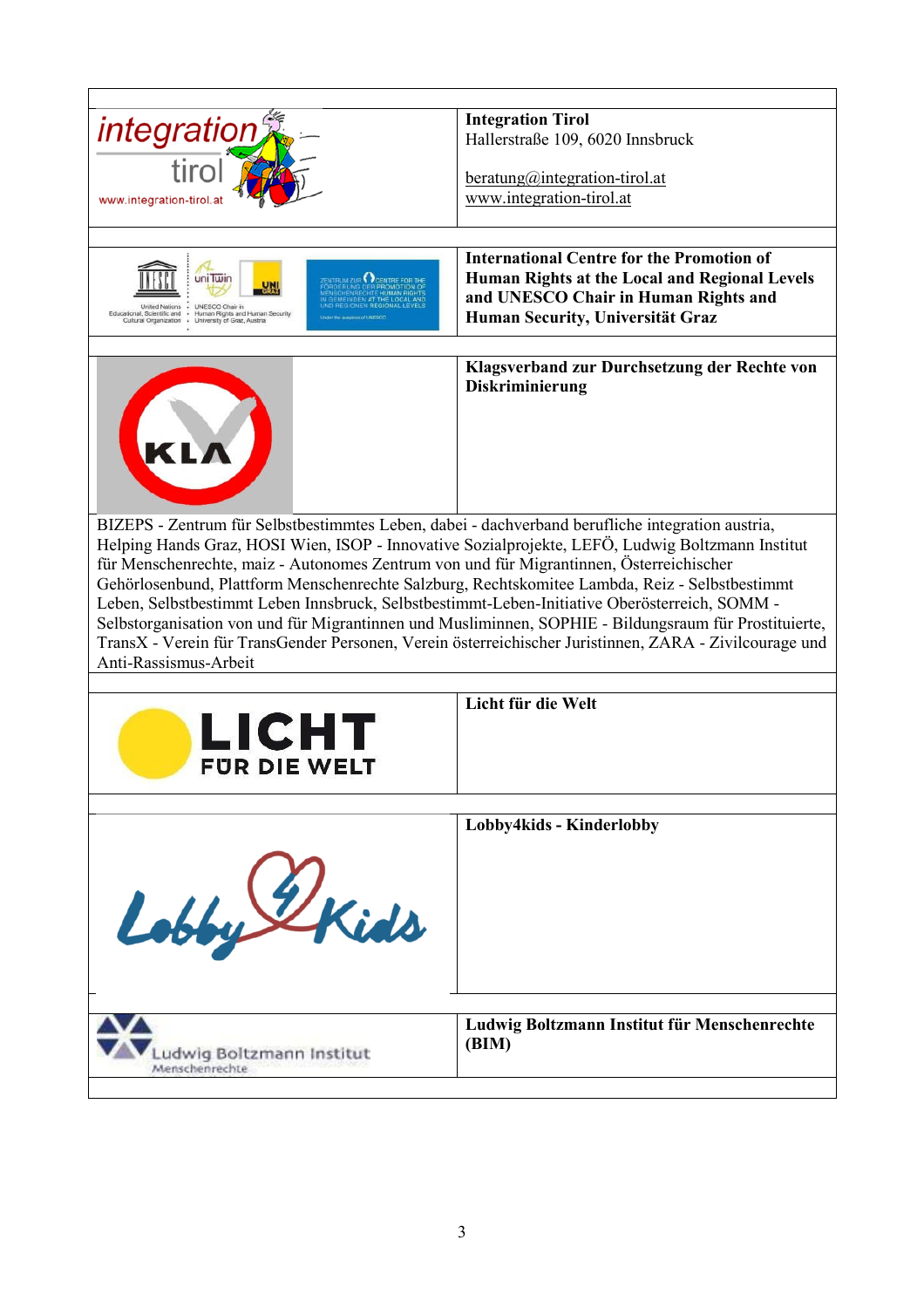| | |
|---|---|
| | **Integration Tirol**<br>Hallerstraße 109, 6020 Innsbruck<br><br>beratung@integration-tirol.at<br>www.integration-tirol.at |
| | **International Centre for the Promotion of Human Rights at the Local and Regional Levels and UNESCO Chair in Human Rights and Human Security, Universität Graz** |
| | **Klagsverband zur Durchsetzung der Rechte von Diskriminierung** |
| BIZEPS - Zentrum für Selbstbestimmtes Leben, dabei - dachverband berufliche integration austria, Helping Hands Graz, HOSI Wien, ISOP - Innovative Sozialprojekte, LEFÖ, Ludwig Boltzmann Institut für Menschenrechte, maiz - Autonomes Zentrum von und für Migrantinnen, Österreichischer Gehörlosenbund, Plattform Menschenrechte Salzburg, Rechtskomitee Lambda, Reiz - Selbstbestimmt Leben, Selbstbestimmt Leben Innsbruck, Selbstbestimmt-Leben-Initiative Oberösterreich, SOMM - Selbstorganisation von und für Migrantinnen und Musliminnen, SOPHIE - Bildungsraum für Prostituierte, TransX - Verein für TransGender Personen, Verein österreichischer Juristinnen, ZARA - Zivilcourage und Anti-Rassismus-Arbeit | |
| | **Licht für die Welt** |
| | **Lobby4kids - Kinderlobby** |
| | **Ludwig Boltzmann Institut für Menschenrechte (BIM)** |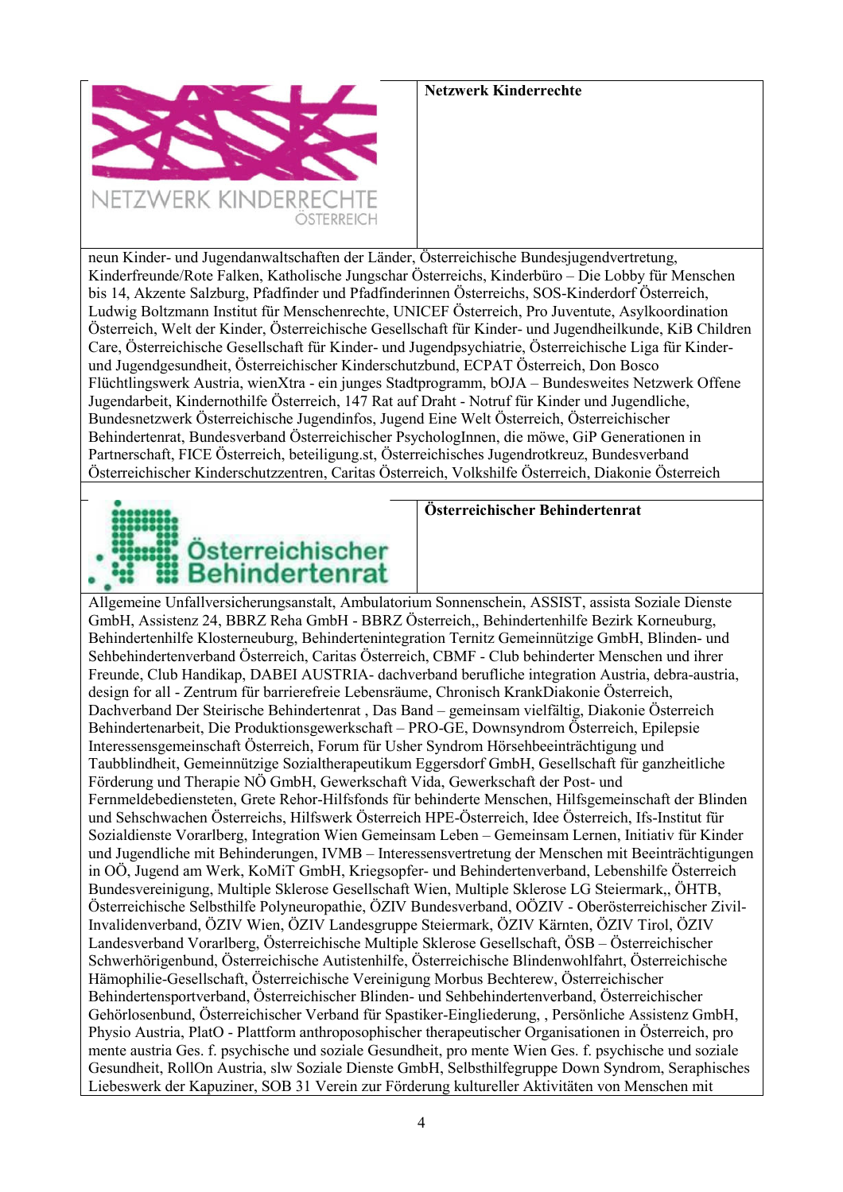| NETZWERK KINDERRECHTE ÖSTERREICH | **Netzwerk Kinderrechte** |
|---|---|
| neun Kinder- und Jugendanwaltschaften der Länder, Österreichische Bundesjugendvertretung, Kinderfreunde/Rote Falken, Katholische Jungschar Österreichs, Kinderbüro – Die Lobby für Menschen bis 14, Akzente Salzburg, Pfadfinder und Pfadfinderinnen Österreichs, SOS-Kinderdorf Österreich, Ludwig Boltzmann Institut für Menschenrechte, UNICEF Österreich, Pro Juventute, Asylkoordination Österreich, Welt der Kinder, Österreichische Gesellschaft für Kinder- und Jugendheilkunde, KiB Children Care, Österreichische Gesellschaft für Kinder- und Jugendpsychiatrie, Österreichische Liga für Kinder- und Jugendgesundheit, Österreichischer Kinderschutzbund, ECPAT Österreich, Don Bosco Flüchtlingswerk Austria, wienXtra - ein junges Stadtprogramm, bOJA – Bundesweites Netzwerk Offene Jugendarbeit, Kindernothilfe Österreich, 147 Rat auf Draht - Notruf für Kinder und Jugendliche, Bundesnetzwerk Österreichische Jugendinfos, Jugend Eine Welt Österreich, Österreichischer Behindertenrat, Bundesverband Österreichischer PsychologInnen, die möwe, GiP Generationen in Partnerschaft, FICE Österreich, beteiligung.st, Österreichisches Jugendrotkreuz, Bundesverband Österreichischer Kinderschutzzentren, Caritas Österreich, Volkshilfe Österreich, Diakonie Österreich | |
| Österreichischer Behindertenrat | **Österreichischer Behindertenrat** |
| Allgemeine Unfallversicherungsanstalt, Ambulatorium Sonnenschein, ASSIST, assista Soziale Dienste GmbH, Assistenz 24, BBRZ Reha GmbH - BBRZ Österreich,, Behindertenhilfe Bezirk Korneuburg, Behindertenhilfe Klosterneuburg, Behindertenintegration Ternitz Gemeinnützige GmbH, Blinden- und Sehbehindertenverband Österreich, Caritas Österreich, CBMF - Club behinderter Menschen und ihrer Freunde, Club Handikap, DABEI AUSTRIA- dachverband berufliche integration Austria, debra-austria, design for all - Zentrum für barrierefreie Lebensräume, Chronisch KrankDiakonie Österreich, Dachverband Der Steirische Behindertenrat , Das Band – gemeinsam vielfältig, Diakonie Österreich Behindertenarbeit, Die Produktionsgewerkschaft – PRO-GE, Downsyndrom Österreich, Epilepsie Interessensgemeinschaft Österreich, Forum für Usher Syndrom Hörsehbeeinträchtigung und Taubblindheit, Gemeinnützige Sozialtherapeutikum Eggersdorf GmbH, Gesellschaft für ganzheitliche Förderung und Therapie NÖ GmbH, Gewerkschaft Vida, Gewerkschaft der Post- und Fernmeldebediensteten, Grete Rehor-Hilfsfonds für behinderte Menschen, Hilfsgemeinschaft der Blinden und Sehschwachen Österreichs, Hilfswerk Österreich HPE-Österreich, Idee Österreich, Ifs-Institut für Sozialdienste Vorarlberg, Integration Wien Gemeinsam Leben – Gemeinsam Lernen, Initiativ für Kinder und Jugendliche mit Behinderungen, IVMB – Interessensvertretung der Menschen mit Beeinträchtigungen in OÖ, Jugend am Werk, KoMiT GmbH, Kriegsopfer- und Behindertenverband, Lebenshilfe Österreich Bundesvereinigung, Multiple Sklerose Gesellschaft Wien, Multiple Sklerose LG Steiermark,, ÖHTB, Österreichische Selbsthilfe Polyneuropathie, ÖZIV Bundesverband, OÖZIV - Oberösterreichischer Zivil-Invalidenverband, ÖZIV Wien, ÖZIV Landesgruppe Steiermark, ÖZIV Kärnten, ÖZIV Tirol, ÖZIV Landesverband Vorarlberg, Österreichische Multiple Sklerose Gesellschaft, ÖSB – Österreichischer Schwerhörigenbund, Österreichische Autistenhilfe, Österreichische Blindenwohlfahrt, Österreichische Hämophilie-Gesellschaft, Österreichische Vereinigung Morbus Bechterew, Österreichischer Behindertensportverband, Österreichischer Blinden- und Sehbehindertenverband, Österreichischer Gehörlosenbund, Österreichischer Verband für Spastiker-Eingliederung, , Persönliche Assistenz GmbH, Physio Austria, PlatO - Plattform anthroposophischer therapeutischer Organisationen in Österreich, pro mente austria Ges. f. psychische und soziale Gesundheit, pro mente Wien Ges. f. psychische und soziale Gesundheit, RollOn Austria, slw Soziale Dienste GmbH, Selbsthilfegruppe Down Syndrom, Seraphisches Liebeswerk der Kapuziner, SOB 31 Verein zur Förderung kultureller Aktivitäten von Menschen mit | |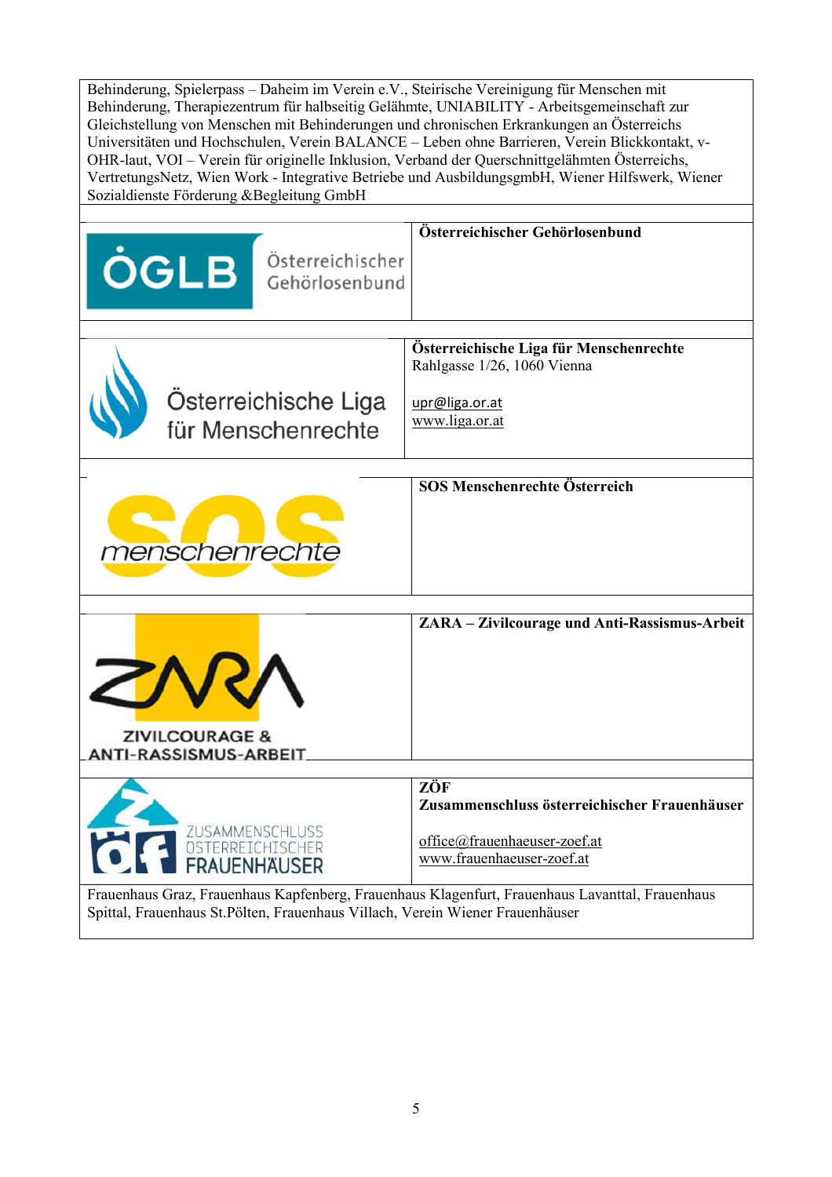Behinderung, Spielerpass – Daheim im Verein e.V., Steirische Vereinigung für Menschen mit Behinderung, Therapiezentrum für halbseitig Gelähmte, UNIABILITY - Arbeitsgemeinschaft zur Gleichstellung von Menschen mit Behinderungen und chronischen Erkrankungen an Österreichs Universitäten und Hochschulen, Verein BALANCE – Leben ohne Barrieren, Verein Blickkontakt, v-OHR-laut, VOI – Verein für originelle Inklusion, Verband der Querschnittgelähmten Österreichs, VertretungsNetz, Wien Work - Integrative Betriebe und AusbildungsgmbH, Wiener Hilfswerk, Wiener Sozialdienste Förderung &Begleitung GmbH

| | |
|---|---|
| ÖGLB Österreichischer Gehörlosenbund | **Österreichischer Gehörlosenbund** |
| Österreichische Liga für Menschenrechte | **Österreichische Liga für Menschenrechte**<br>Rahlgasse 1/26, 1060 Vienna<br><br>upr@liga.or.at<br>www.liga.or.at |
| sos menschenrechte | **SOS Menschenrechte Österreich** |
| ZARA ZIVILCOURAGE & ANTI-RASSISMUS-ARBEIT | **ZARA – Zivilcourage und Anti-Rassismus-Arbeit** |
| ZÖF ZUSAMMENSCHLUSS ÖSTERREICHISCHER FRAUENHÄUSER | **ZÖF**<br>**Zusammenschluss österreichischer Frauenhäuser**<br><br>office@frauenhaeuser-zoef.at<br>www.frauenhaeuser-zoef.at |

Frauenhaus Graz, Frauenhaus Kapfenberg, Frauenhaus Klagenfurt, Frauenhaus Lavanttal, Frauenhaus Spittal, Frauenhaus St.Pölten, Frauenhaus Villach, Verein Wiener Frauenhäuser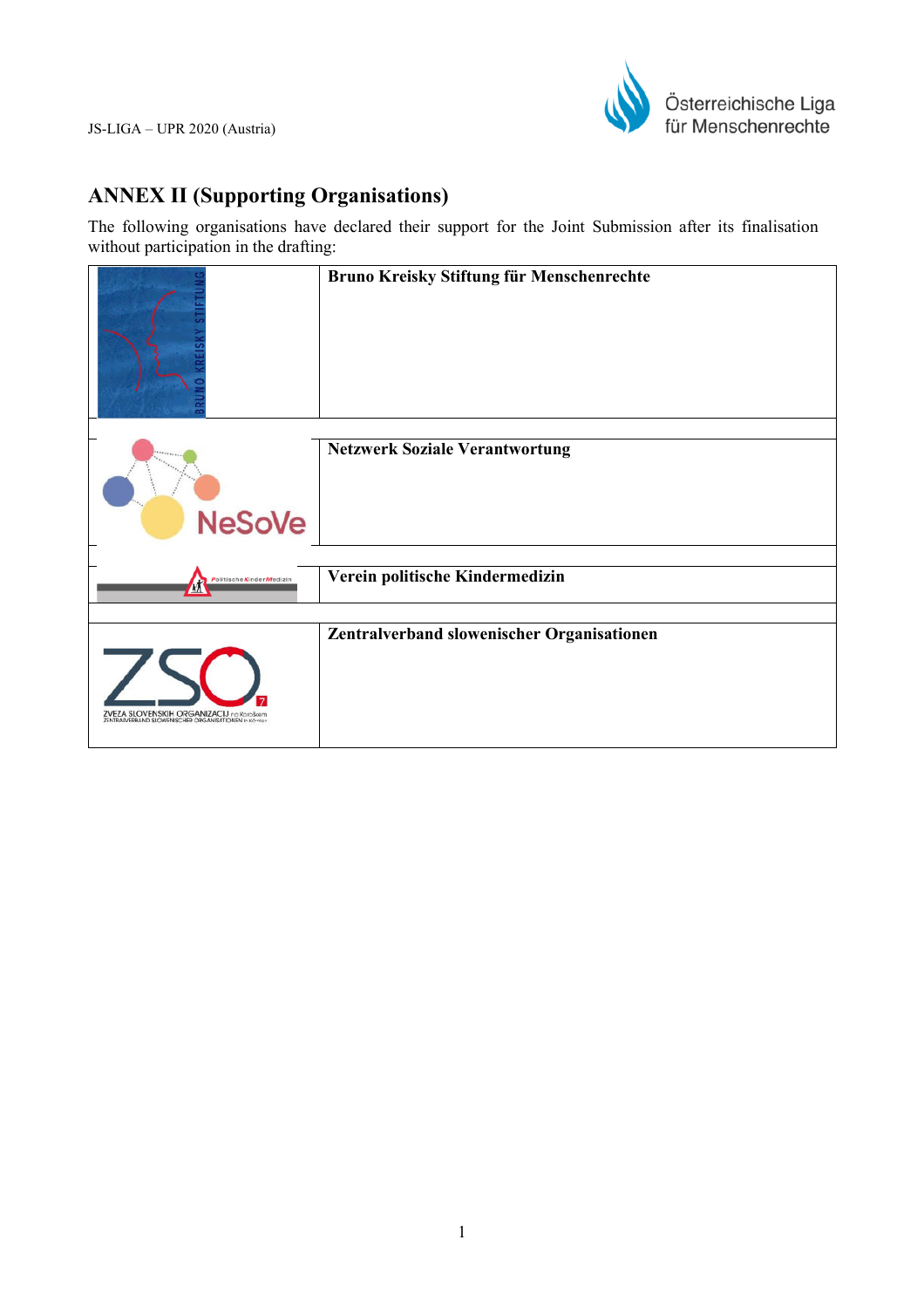## ANNEX II (Supporting Organisations)

The following organisations have declared their support for the Joint Submission after its finalisation without participation in the drafting:

| | |
|---|---|
| | **Bruno Kreisky Stiftung für Menschenrechte** |
| | **Netzwerk Soziale Verantwortung** |
| | **Verein politische Kindermedizin** |
| | **Zentralverband slowenischer Organisationen** |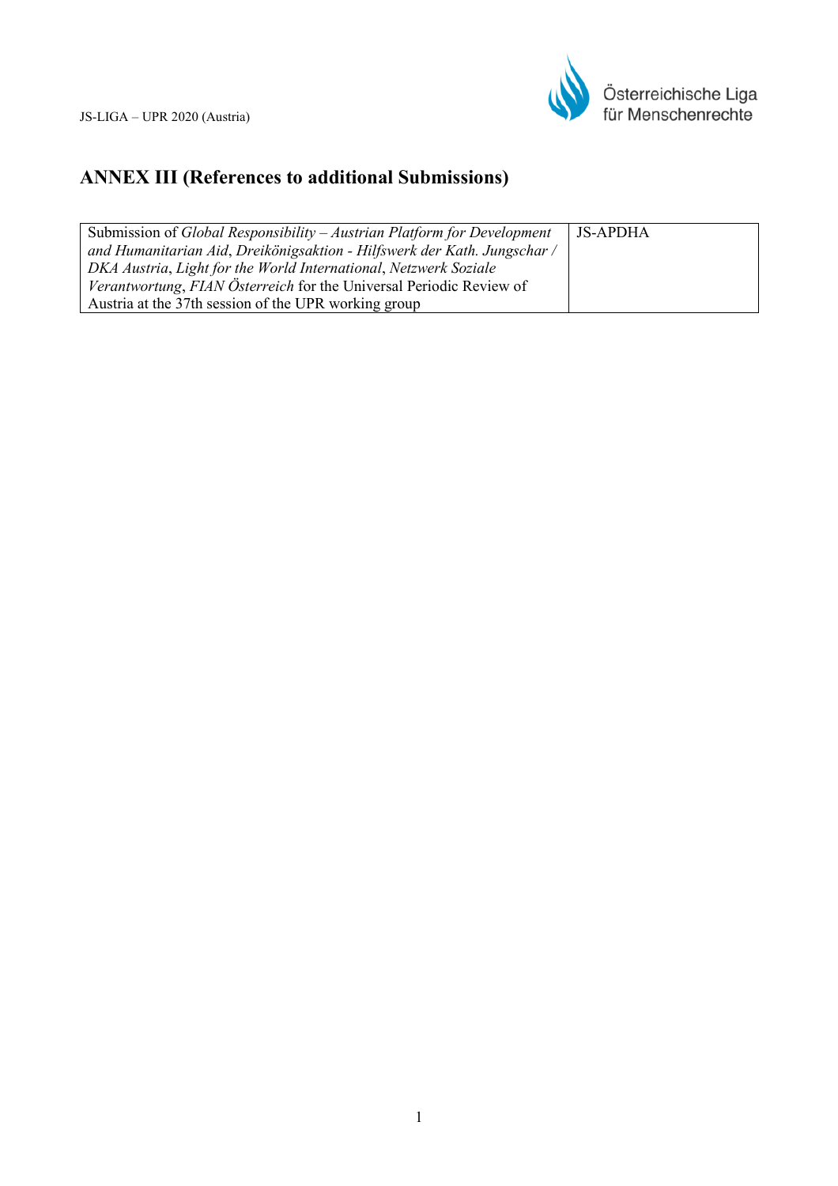## ANNEX III (References to additional Submissions)

| Submission of *Global Responsibility – Austrian Platform for Development and Humanitarian Aid*, *Dreikönigsaktion - Hilfswerk der Kath. Jungschar / DKA Austria*, *Light for the World International*, *Netzwerk Soziale Verantwortung*, *FIAN Österreich* for the Universal Periodic Review of Austria at the 37th session of the UPR working group | JS-APDHA |
|---|---|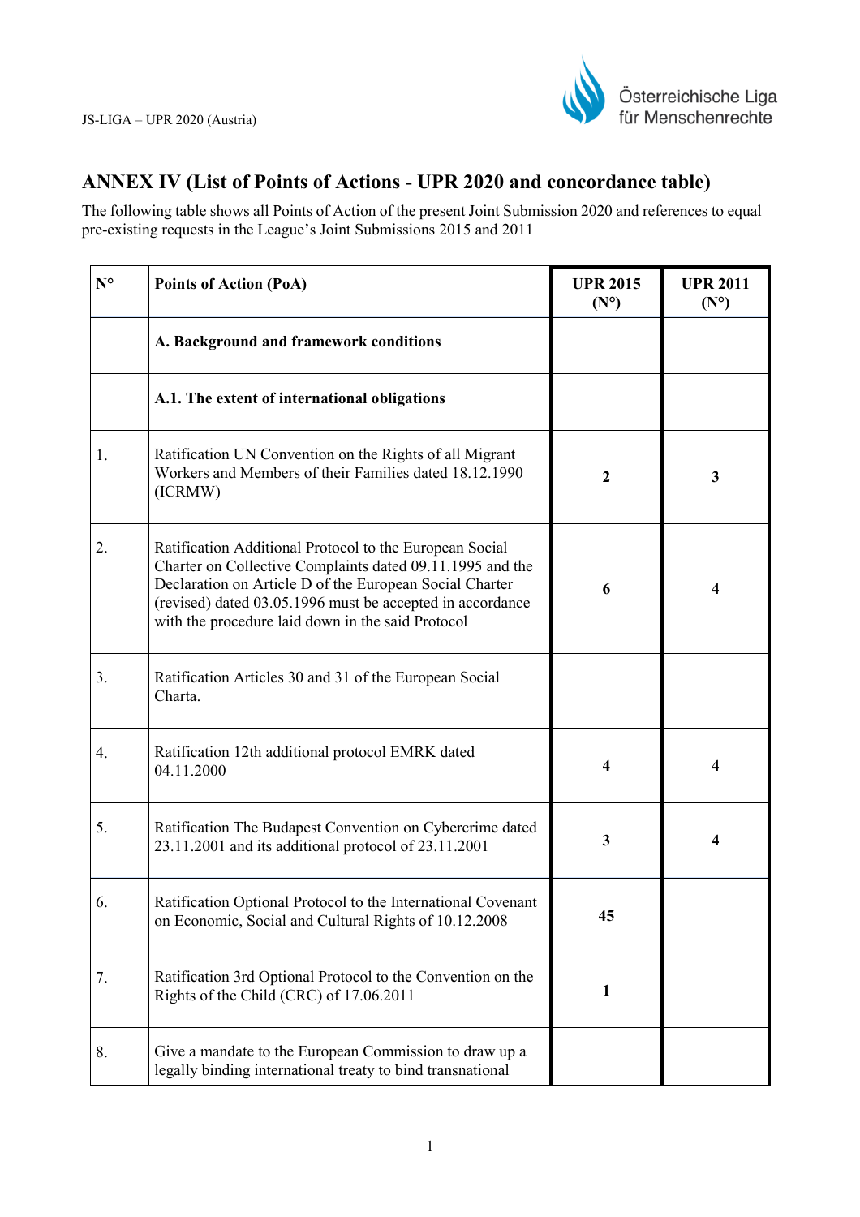# ANNEX IV (List of Points of Actions - UPR 2020 and concordance table)

The following table shows all Points of Action of the present Joint Submission 2020 and references to equal pre-existing requests in the League's Joint Submissions 2015 and 2011

| N° | Points of Action (PoA) | UPR 2015 (N°) | UPR 2011 (N°) |
|---|---|---|---|
| | **A. Background and framework conditions** | | |
| | **A.1. The extent of international obligations** | | |
| 1. | Ratification UN Convention on the Rights of all Migrant Workers and Members of their Families dated 18.12.1990 (ICRMW) | **2** | **3** |
| 2. | Ratification Additional Protocol to the European Social Charter on Collective Complaints dated 09.11.1995 and the Declaration on Article D of the European Social Charter (revised) dated 03.05.1996 must be accepted in accordance with the procedure laid down in the said Protocol | **6** | **4** |
| 3. | Ratification Articles 30 and 31 of the European Social Charta. | | |
| 4. | Ratification 12th additional protocol EMRK dated 04.11.2000 | **4** | **4** |
| 5. | Ratification The Budapest Convention on Cybercrime dated 23.11.2001 and its additional protocol of 23.11.2001 | **3** | **4** |
| 6. | Ratification Optional Protocol to the International Covenant on Economic, Social and Cultural Rights of 10.12.2008 | **45** | |
| 7. | Ratification 3rd Optional Protocol to the Convention on the Rights of the Child (CRC) of 17.06.2011 | **1** | |
| 8. | Give a mandate to the European Commission to draw up a legally binding international treaty to bind transnational | | |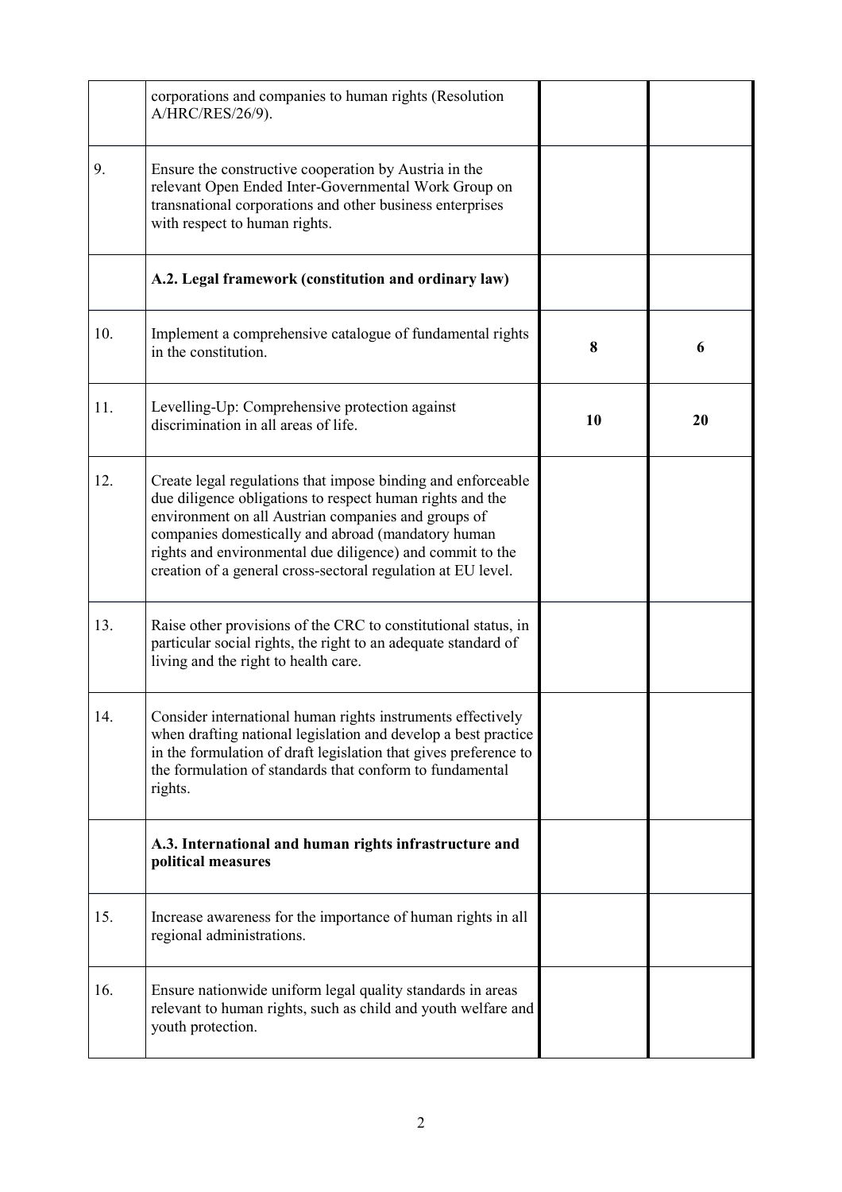|  |  |  |  |
|---|---|---|---|
|  | corporations and companies to human rights (Resolution A/HRC/RES/26/9). |  |  |
| 9. | Ensure the constructive cooperation by Austria in the relevant Open Ended Inter-Governmental Work Group on transnational corporations and other business enterprises with respect to human rights. |  |  |
|  | **A.2. Legal framework (constitution and ordinary law)** |  |  |
| 10. | Implement a comprehensive catalogue of fundamental rights in the constitution. | **8** | **6** |
| 11. | Levelling-Up: Comprehensive protection against discrimination in all areas of life. | **10** | **20** |
| 12. | Create legal regulations that impose binding and enforceable due diligence obligations to respect human rights and the environment on all Austrian companies and groups of companies domestically and abroad (mandatory human rights and environmental due diligence) and commit to the creation of a general cross-sectoral regulation at EU level. |  |  |
| 13. | Raise other provisions of the CRC to constitutional status, in particular social rights, the right to an adequate standard of living and the right to health care. |  |  |
| 14. | Consider international human rights instruments effectively when drafting national legislation and develop a best practice in the formulation of draft legislation that gives preference to the formulation of standards that conform to fundamental rights. |  |  |
|  | **A.3. International and human rights infrastructure and political measures** |  |  |
| 15. | Increase awareness for the importance of human rights in all regional administrations. |  |  |
| 16. | Ensure nationwide uniform legal quality standards in areas relevant to human rights, such as child and youth welfare and youth protection. |  |  |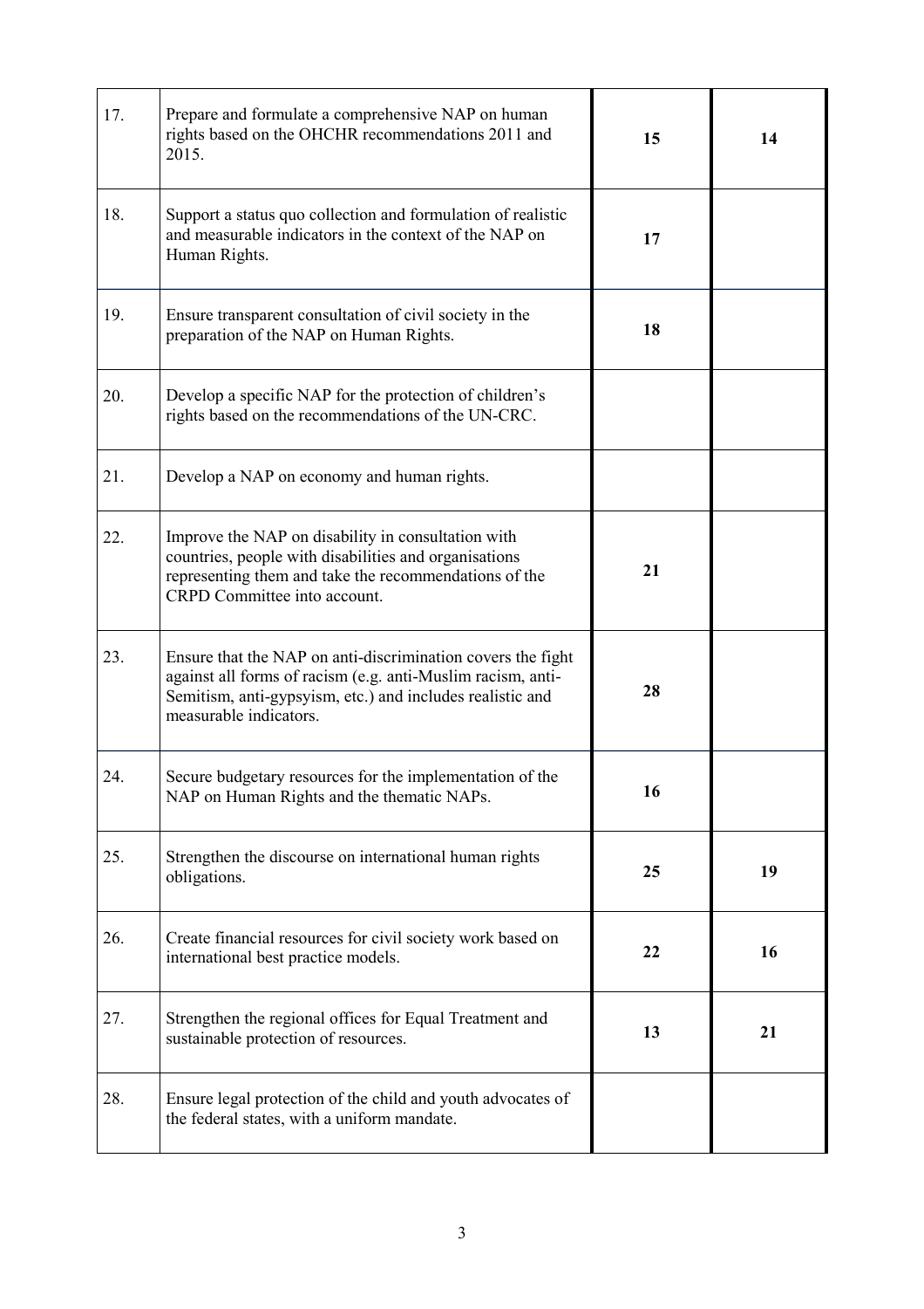| | | | |
|---|---|---|---|
| 17. | Prepare and formulate a comprehensive NAP on human rights based on the OHCHR recommendations 2011 and 2015. | **15** | **14** |
| 18. | Support a status quo collection and formulation of realistic and measurable indicators in the context of the NAP on Human Rights. | **17** | |
| 19. | Ensure transparent consultation of civil society in the preparation of the NAP on Human Rights. | **18** | |
| 20. | Develop a specific NAP for the protection of children's rights based on the recommendations of the UN-CRC. | | |
| 21. | Develop a NAP on economy and human rights. | | |
| 22. | Improve the NAP on disability in consultation with countries, people with disabilities and organisations representing them and take the recommendations of the CRPD Committee into account. | **21** | |
| 23. | Ensure that the NAP on anti-discrimination covers the fight against all forms of racism (e.g. anti-Muslim racism, anti-Semitism, anti-gypsyism, etc.) and includes realistic and measurable indicators. | **28** | |
| 24. | Secure budgetary resources for the implementation of the NAP on Human Rights and the thematic NAPs. | **16** | |
| 25. | Strengthen the discourse on international human rights obligations. | **25** | **19** |
| 26. | Create financial resources for civil society work based on international best practice models. | **22** | **16** |
| 27. | Strengthen the regional offices for Equal Treatment and sustainable protection of resources. | **13** | **21** |
| 28. | Ensure legal protection of the child and youth advocates of the federal states, with a uniform mandate. | | |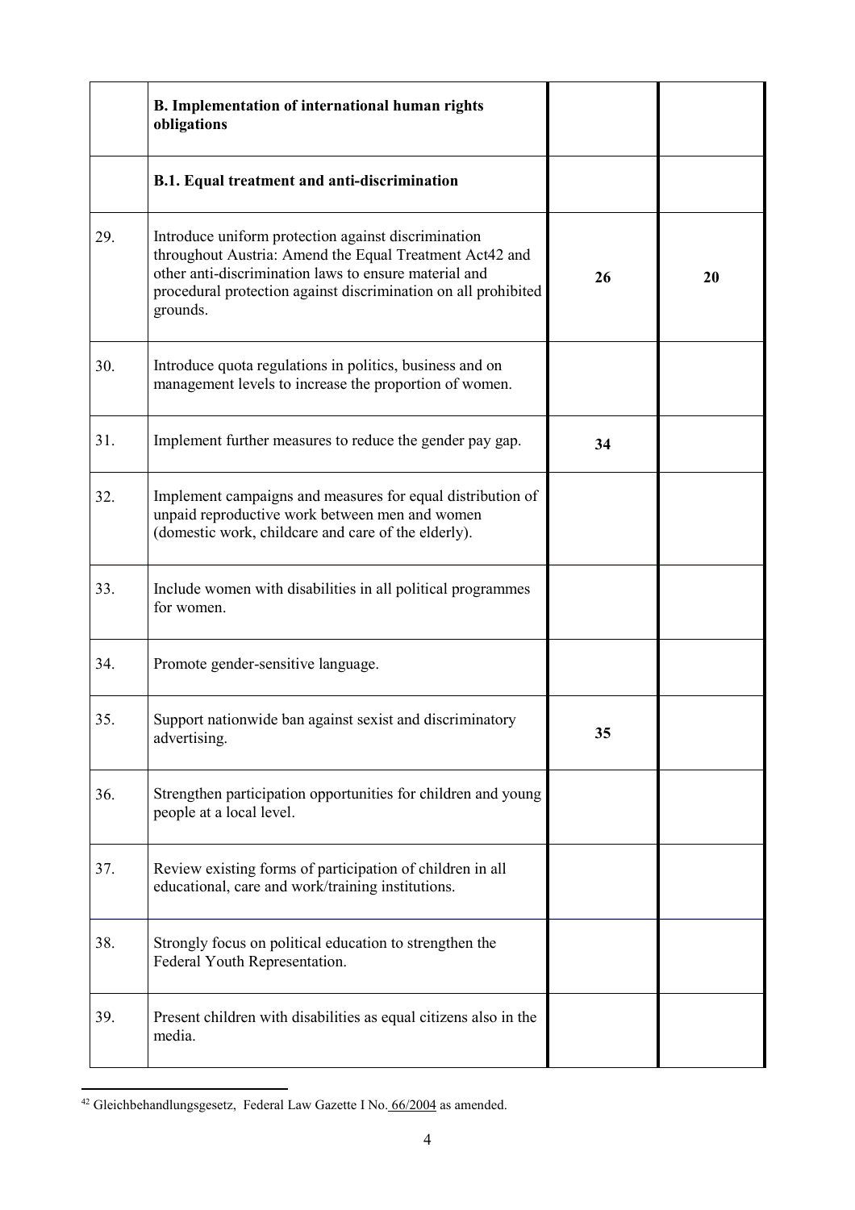| | | | |
|---|---|---|---|
| | **B. Implementation of international human rights obligations** | | |
| | **B.1. Equal treatment and anti-discrimination** | | |
| 29. | Introduce uniform protection against discrimination throughout Austria: Amend the Equal Treatment Act[42] and other anti-discrimination laws to ensure material and procedural protection against discrimination on all prohibited grounds. | **26** | **20** |
| 30. | Introduce quota regulations in politics, business and on management levels to increase the proportion of women. | | |
| 31. | Implement further measures to reduce the gender pay gap. | **34** | |
| 32. | Implement campaigns and measures for equal distribution of unpaid reproductive work between men and women (domestic work, childcare and care of the elderly). | | |
| 33. | Include women with disabilities in all political programmes for women. | | |
| 34. | Promote gender-sensitive language. | | |
| 35. | Support nationwide ban against sexist and discriminatory advertising. | **35** | |
| 36. | Strengthen participation opportunities for children and young people at a local level. | | |
| 37. | Review existing forms of participation of children in all educational, care and work/training institutions. | | |
| 38. | Strongly focus on political education to strengthen the Federal Youth Representation. | | |
| 39. | Present children with disabilities as equal citizens also in the media. | | |

[42] Gleichbehandlungsgesetz, Federal Law Gazette I No. 66/2004 as amended.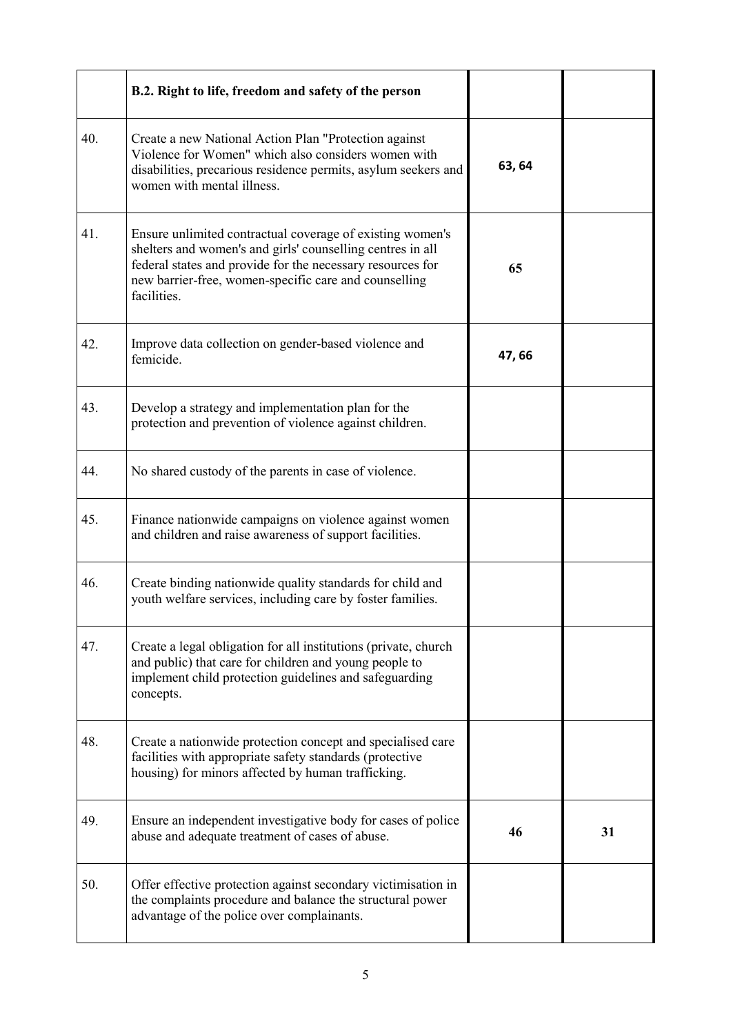| | B.2. Right to life, freedom and safety of the person | | |
|---|---|---|---|
| 40. | Create a new National Action Plan "Protection against Violence for Women" which also considers women with disabilities, precarious residence permits, asylum seekers and women with mental illness. | 63, 64 | |
| 41. | Ensure unlimited contractual coverage of existing women's shelters and women's and girls' counselling centres in all federal states and provide for the necessary resources for new barrier-free, women-specific care and counselling facilities. | 65 | |
| 42. | Improve data collection on gender-based violence and femicide. | 47, 66 | |
| 43. | Develop a strategy and implementation plan for the protection and prevention of violence against children. | | |
| 44. | No shared custody of the parents in case of violence. | | |
| 45. | Finance nationwide campaigns on violence against women and children and raise awareness of support facilities. | | |
| 46. | Create binding nationwide quality standards for child and youth welfare services, including care by foster families. | | |
| 47. | Create a legal obligation for all institutions (private, church and public) that care for children and young people to implement child protection guidelines and safeguarding concepts. | | |
| 48. | Create a nationwide protection concept and specialised care facilities with appropriate safety standards (protective housing) for minors affected by human trafficking. | | |
| 49. | Ensure an independent investigative body for cases of police abuse and adequate treatment of cases of abuse. | 46 | 31 |
| 50. | Offer effective protection against secondary victimisation in the complaints procedure and balance the structural power advantage of the police over complainants. | | |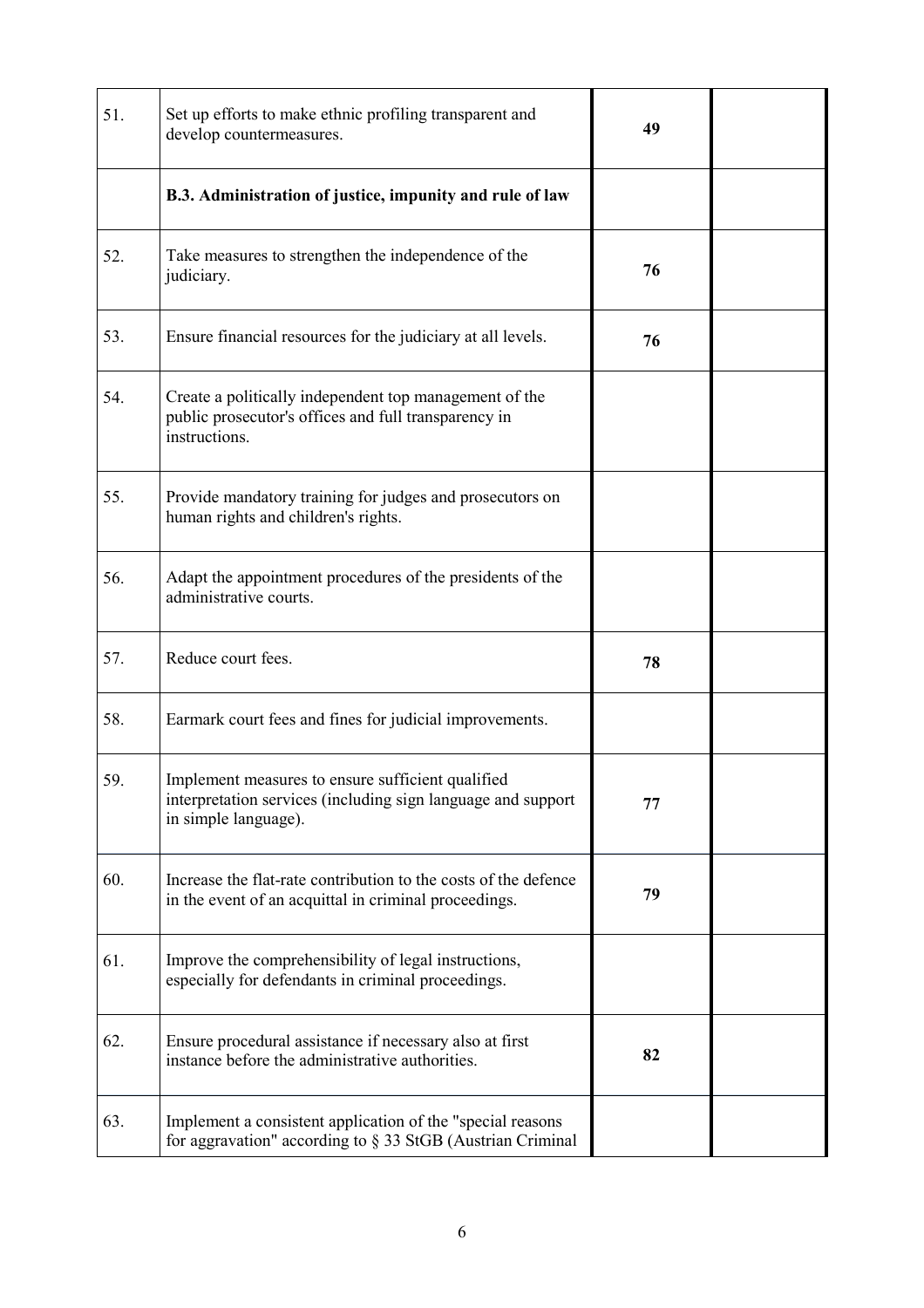| | | | |
|---|---|---|---|
| 51. | Set up efforts to make ethnic profiling transparent and develop countermeasures. | **49** | |
| | **B.3. Administration of justice, impunity and rule of law** | | |
| 52. | Take measures to strengthen the independence of the judiciary. | **76** | |
| 53. | Ensure financial resources for the judiciary at all levels. | **76** | |
| 54. | Create a politically independent top management of the public prosecutor's offices and full transparency in instructions. | | |
| 55. | Provide mandatory training for judges and prosecutors on human rights and children's rights. | | |
| 56. | Adapt the appointment procedures of the presidents of the administrative courts. | | |
| 57. | Reduce court fees. | **78** | |
| 58. | Earmark court fees and fines for judicial improvements. | | |
| 59. | Implement measures to ensure sufficient qualified interpretation services (including sign language and support in simple language). | **77** | |
| 60. | Increase the flat-rate contribution to the costs of the defence in the event of an acquittal in criminal proceedings. | **79** | |
| 61. | Improve the comprehensibility of legal instructions, especially for defendants in criminal proceedings. | | |
| 62. | Ensure procedural assistance if necessary also at first instance before the administrative authorities. | **82** | |
| 63. | Implement a consistent application of the "special reasons for aggravation" according to § 33 StGB (Austrian Criminal | | |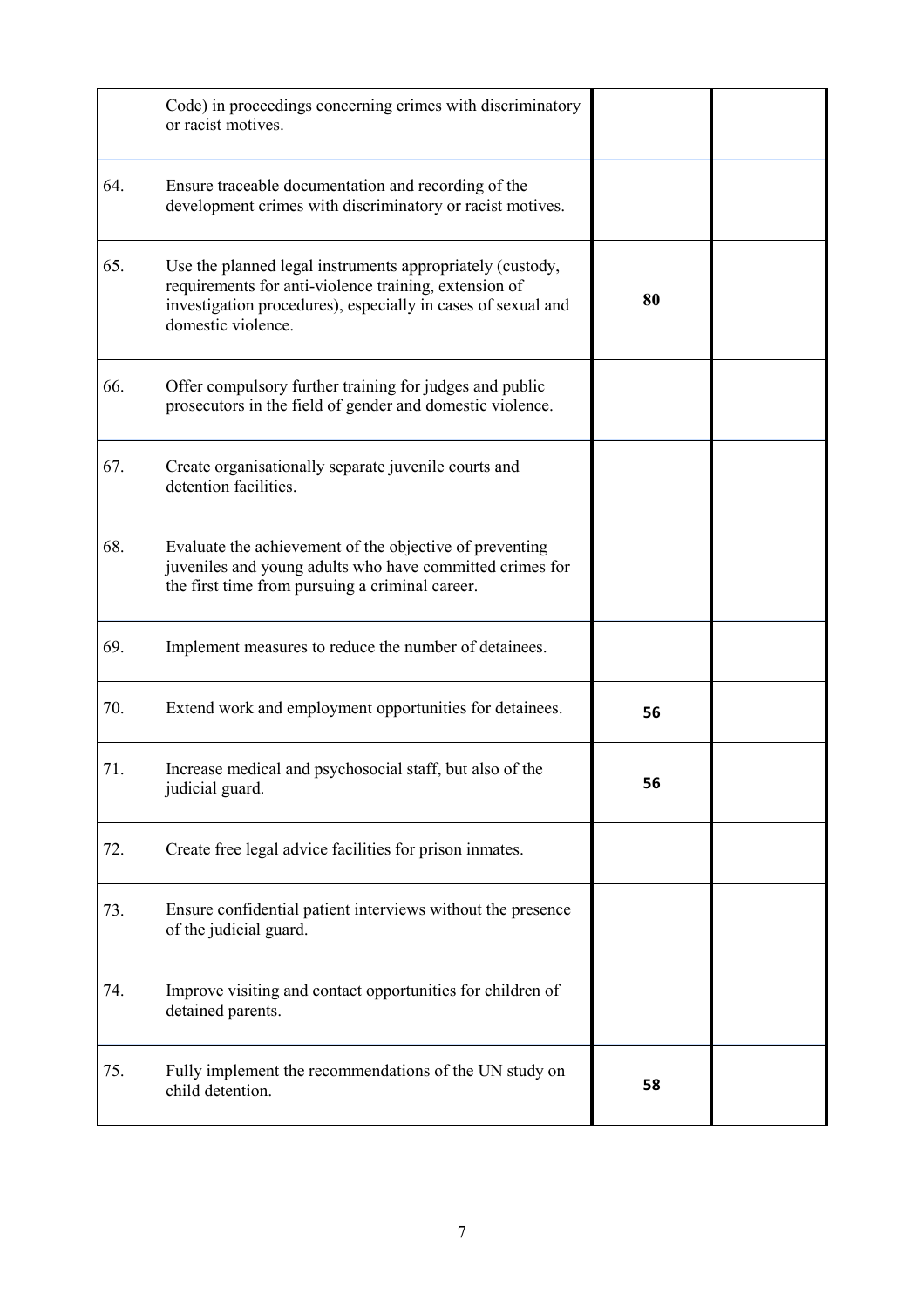| | | | |
|---|---|---|---|
| | Code) in proceedings concerning crimes with discriminatory or racist motives. | | |
| 64. | Ensure traceable documentation and recording of the development crimes with discriminatory or racist motives. | | |
| 65. | Use the planned legal instruments appropriately (custody, requirements for anti-violence training, extension of investigation procedures), especially in cases of sexual and domestic violence. | **80** | |
| 66. | Offer compulsory further training for judges and public prosecutors in the field of gender and domestic violence. | | |
| 67. | Create organisationally separate juvenile courts and detention facilities. | | |
| 68. | Evaluate the achievement of the objective of preventing juveniles and young adults who have committed crimes for the first time from pursuing a criminal career. | | |
| 69. | Implement measures to reduce the number of detainees. | | |
| 70. | Extend work and employment opportunities for detainees. | **56** | |
| 71. | Increase medical and psychosocial staff, but also of the judicial guard. | **56** | |
| 72. | Create free legal advice facilities for prison inmates. | | |
| 73. | Ensure confidential patient interviews without the presence of the judicial guard. | | |
| 74. | Improve visiting and contact opportunities for children of detained parents. | | |
| 75. | Fully implement the recommendations of the UN study on child detention. | **58** | |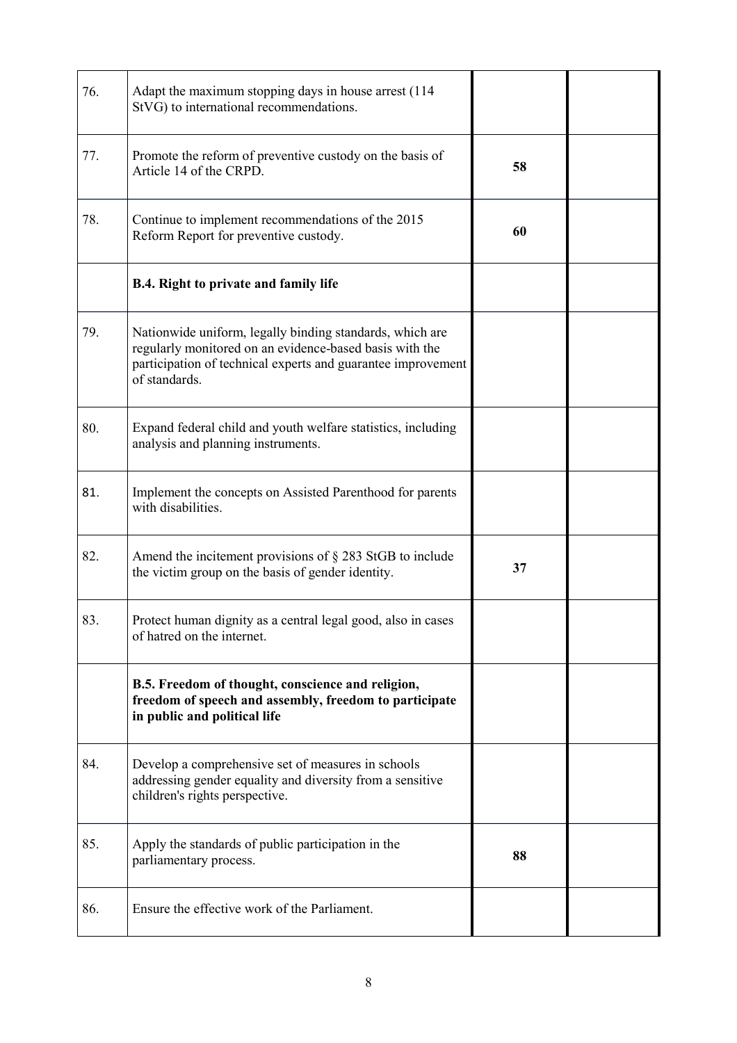| | | | |
|---|---|---|---|
| 76. | Adapt the maximum stopping days in house arrest (114 StVG) to international recommendations. | | |
| 77. | Promote the reform of preventive custody on the basis of Article 14 of the CRPD. | **58** | |
| 78. | Continue to implement recommendations of the 2015 Reform Report for preventive custody. | **60** | |
| | **B.4. Right to private and family life** | | |
| 79. | Nationwide uniform, legally binding standards, which are regularly monitored on an evidence-based basis with the participation of technical experts and guarantee improvement of standards. | | |
| 80. | Expand federal child and youth welfare statistics, including analysis and planning instruments. | | |
| 81. | Implement the concepts on Assisted Parenthood for parents with disabilities. | | |
| 82. | Amend the incitement provisions of § 283 StGB to include the victim group on the basis of gender identity. | **37** | |
| 83. | Protect human dignity as a central legal good, also in cases of hatred on the internet. | | |
| | **B.5. Freedom of thought, conscience and religion, freedom of speech and assembly, freedom to participate in public and political life** | | |
| 84. | Develop a comprehensive set of measures in schools addressing gender equality and diversity from a sensitive children's rights perspective. | | |
| 85. | Apply the standards of public participation in the parliamentary process. | **88** | |
| 86. | Ensure the effective work of the Parliament. | | |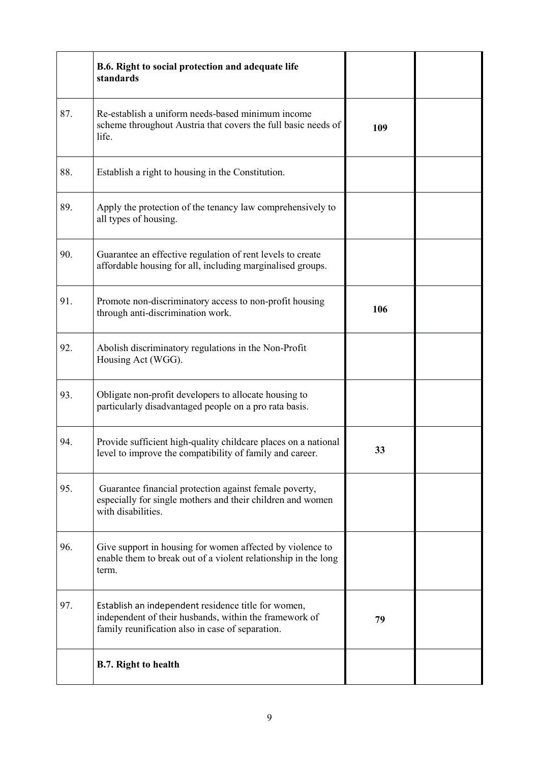| | | | |
|---|---|---|---|
| | **B.6. Right to social protection and adequate life standards** | | |
| 87. | Re-establish a uniform needs-based minimum income scheme throughout Austria that covers the full basic needs of life. | **109** | |
| 88. | Establish a right to housing in the Constitution. | | |
| 89. | Apply the protection of the tenancy law comprehensively to all types of housing. | | |
| 90. | Guarantee an effective regulation of rent levels to create affordable housing for all, including marginalised groups. | | |
| 91. | Promote non-discriminatory access to non-profit housing through anti-discrimination work. | **106** | |
| 92. | Abolish discriminatory regulations in the Non-Profit Housing Act (WGG). | | |
| 93. | Obligate non-profit developers to allocate housing to particularly disadvantaged people on a pro rata basis. | | |
| 94. | Provide sufficient high-quality childcare places on a national level to improve the compatibility of family and career. | **33** | |
| 95. | Guarantee financial protection against female poverty, especially for single mothers and their children and women with disabilities. | | |
| 96. | Give support in housing for women affected by violence to enable them to break out of a violent relationship in the long term. | | |
| 97. | Establish an independent residence title for women, independent of their husbands, within the framework of family reunification also in case of separation. | **79** | |
| | **B.7. Right to health** | | |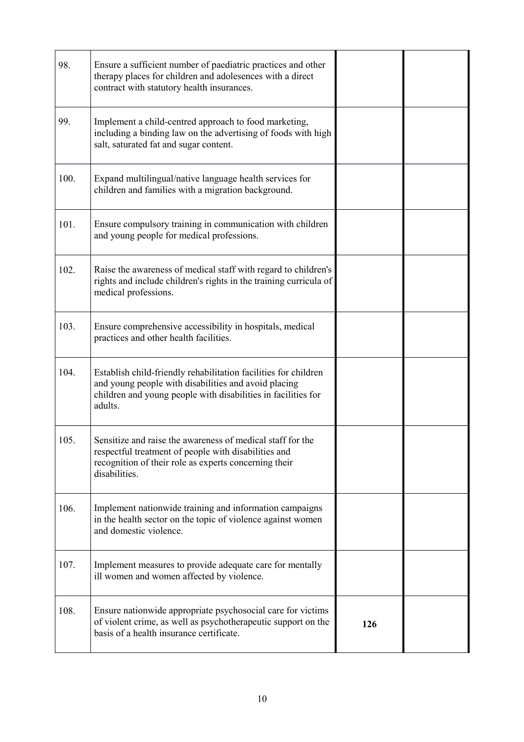| | | | |
|---|---|---|---|
| 98. | Ensure a sufficient number of paediatric practices and other therapy places for children and adolesences with a direct contract with statutory health insurances. | | |
| 99. | Implement a child-centred approach to food marketing, including a binding law on the advertising of foods with high salt, saturated fat and sugar content. | | |
| 100. | Expand multilingual/native language health services for children and families with a migration background. | | |
| 101. | Ensure compulsory training in communication with children and young people for medical professions. | | |
| 102. | Raise the awareness of medical staff with regard to children's rights and include children's rights in the training curricula of medical professions. | | |
| 103. | Ensure comprehensive accessibility in hospitals, medical practices and other health facilities. | | |
| 104. | Establish child-friendly rehabilitation facilities for children and young people with disabilities and avoid placing children and young people with disabilities in facilities for adults. | | |
| 105. | Sensitize and raise the awareness of medical staff for the respectful treatment of people with disabilities and recognition of their role as experts concerning their disabilities. | | |
| 106. | Implement nationwide training and information campaigns in the health sector on the topic of violence against women and domestic violence. | | |
| 107. | Implement measures to provide adequate care for mentally ill women and women affected by violence. | | |
| 108. | Ensure nationwide appropriate psychosocial care for victims of violent crime, as well as psychotherapeutic support on the basis of a health insurance certificate. | **126** | |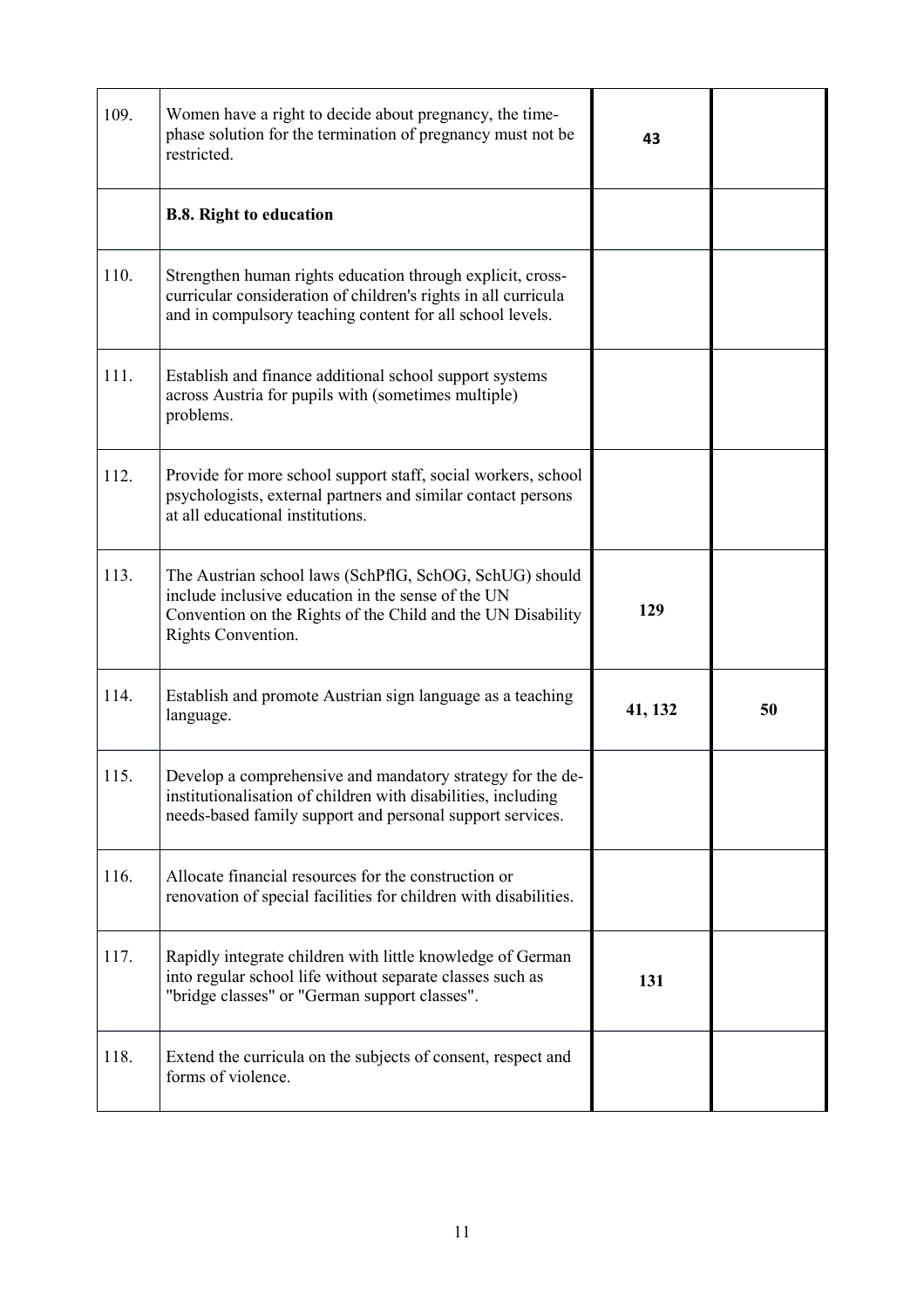| | | | |
|---|---|---|---|
| 109. | Women have a right to decide about pregnancy, the time-phase solution for the termination of pregnancy must not be restricted. | **43** | |
| | **B.8. Right to education** | | |
| 110. | Strengthen human rights education through explicit, cross-curricular consideration of children's rights in all curricula and in compulsory teaching content for all school levels. | | |
| 111. | Establish and finance additional school support systems across Austria for pupils with (sometimes multiple) problems. | | |
| 112. | Provide for more school support staff, social workers, school psychologists, external partners and similar contact persons at all educational institutions. | | |
| 113. | The Austrian school laws (SchPflG, SchOG, SchUG) should include inclusive education in the sense of the UN Convention on the Rights of the Child and the UN Disability Rights Convention. | **129** | |
| 114. | Establish and promote Austrian sign language as a teaching language. | **41, 132** | **50** |
| 115. | Develop a comprehensive and mandatory strategy for the de-institutionalisation of children with disabilities, including needs-based family support and personal support services. | | |
| 116. | Allocate financial resources for the construction or renovation of special facilities for children with disabilities. | | |
| 117. | Rapidly integrate children with little knowledge of German into regular school life without separate classes such as "bridge classes" or "German support classes". | **131** | |
| 118. | Extend the curricula on the subjects of consent, respect and forms of violence. | | |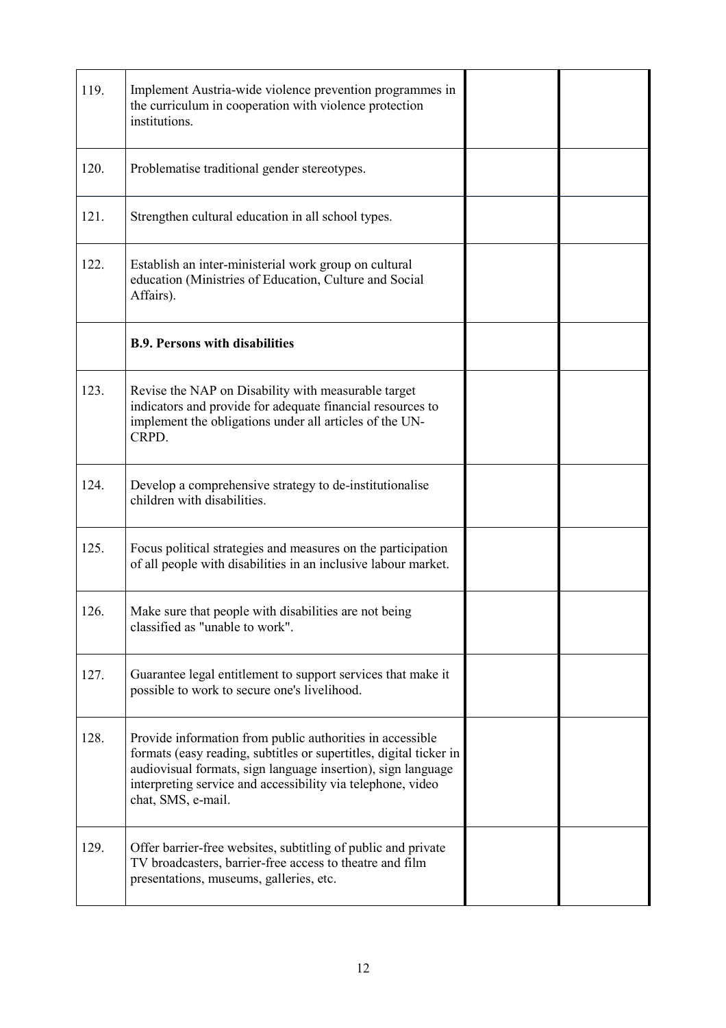| | | | |
|---|---|---|---|
| 119. | Implement Austria-wide violence prevention programmes in the curriculum in cooperation with violence protection institutions. | | |
| 120. | Problematise traditional gender stereotypes. | | |
| 121. | Strengthen cultural education in all school types. | | |
| 122. | Establish an inter-ministerial work group on cultural education (Ministries of Education, Culture and Social Affairs). | | |
| | **B.9. Persons with disabilities** | | |
| 123. | Revise the NAP on Disability with measurable target indicators and provide for adequate financial resources to implement the obligations under all articles of the UN-CRPD. | | |
| 124. | Develop a comprehensive strategy to de-institutionalise children with disabilities. | | |
| 125. | Focus political strategies and measures on the participation of all people with disabilities in an inclusive labour market. | | |
| 126. | Make sure that people with disabilities are not being classified as "unable to work". | | |
| 127. | Guarantee legal entitlement to support services that make it possible to work to secure one's livelihood. | | |
| 128. | Provide information from public authorities in accessible formats (easy reading, subtitles or supertitles, digital ticker in audiovisual formats, sign language insertion), sign language interpreting service and accessibility via telephone, video chat, SMS, e-mail. | | |
| 129. | Offer barrier-free websites, subtitling of public and private TV broadcasters, barrier-free access to theatre and film presentations, museums, galleries, etc. | | |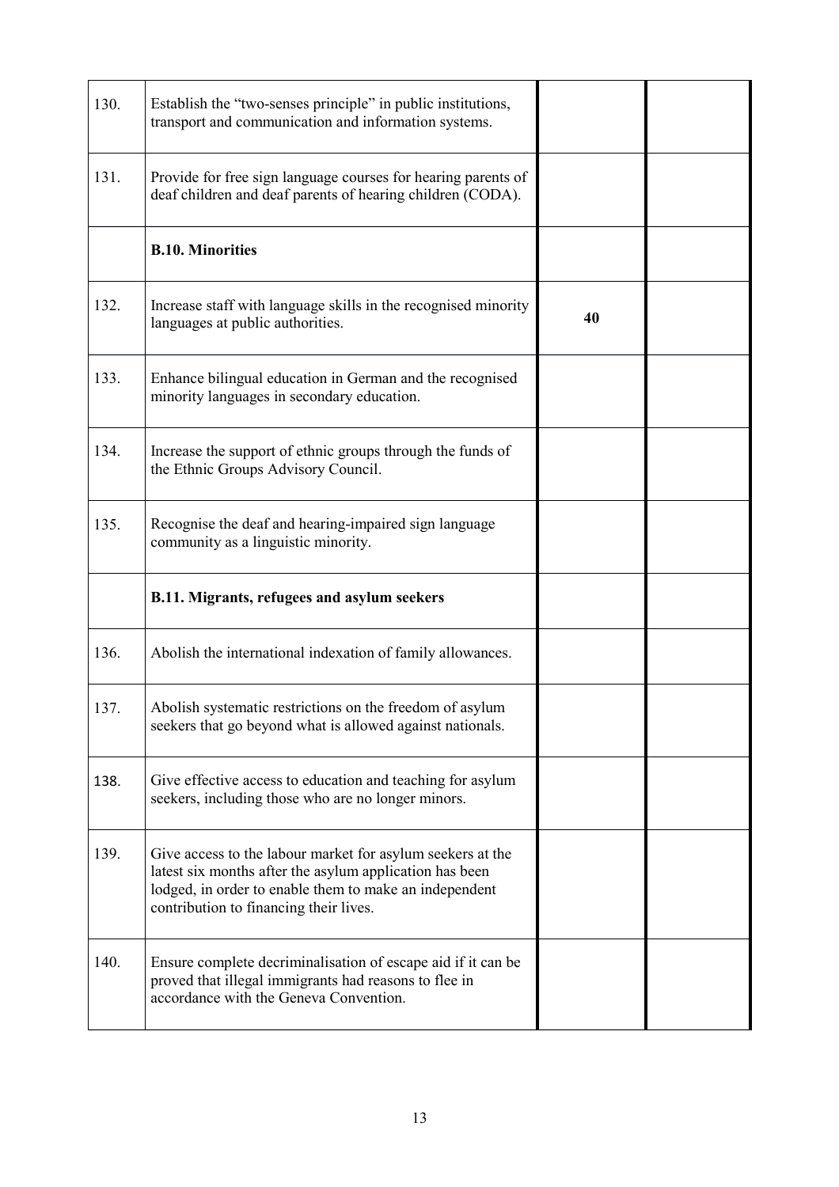| | | | |
|---|---|---|---|
| 130. | Establish the "two-senses principle" in public institutions, transport and communication and information systems. | | |
| 131. | Provide for free sign language courses for hearing parents of deaf children and deaf parents of hearing children (CODA). | | |
| | **B.10. Minorities** | | |
| 132. | Increase staff with language skills in the recognised minority languages at public authorities. | **40** | |
| 133. | Enhance bilingual education in German and the recognised minority languages in secondary education. | | |
| 134. | Increase the support of ethnic groups through the funds of the Ethnic Groups Advisory Council. | | |
| 135. | Recognise the deaf and hearing-impaired sign language community as a linguistic minority. | | |
| | **B.11. Migrants, refugees and asylum seekers** | | |
| 136. | Abolish the international indexation of family allowances. | | |
| 137. | Abolish systematic restrictions on the freedom of asylum seekers that go beyond what is allowed against nationals. | | |
| 138. | Give effective access to education and teaching for asylum seekers, including those who are no longer minors. | | |
| 139. | Give access to the labour market for asylum seekers at the latest six months after the asylum application has been lodged, in order to enable them to make an independent contribution to financing their lives. | | |
| 140. | Ensure complete decriminalisation of escape aid if it can be proved that illegal immigrants had reasons to flee in accordance with the Geneva Convention. | | |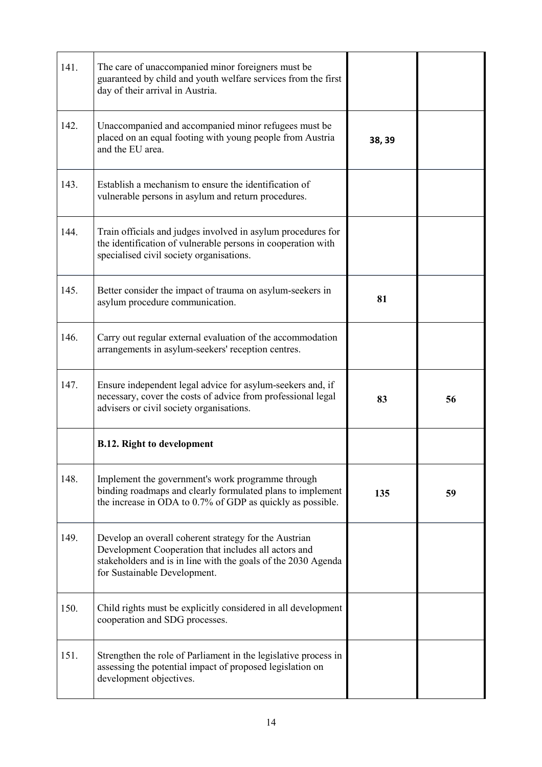| | | | |
|---|---|---|---|
| 141. | The care of unaccompanied minor foreigners must be guaranteed by child and youth welfare services from the first day of their arrival in Austria. | | |
| 142. | Unaccompanied and accompanied minor refugees must be placed on an equal footing with young people from Austria and the EU area. | 38, 39 | |
| 143. | Establish a mechanism to ensure the identification of vulnerable persons in asylum and return procedures. | | |
| 144. | Train officials and judges involved in asylum procedures for the identification of vulnerable persons in cooperation with specialised civil society organisations. | | |
| 145. | Better consider the impact of trauma on asylum-seekers in asylum procedure communication. | 81 | |
| 146. | Carry out regular external evaluation of the accommodation arrangements in asylum-seekers' reception centres. | | |
| 147. | Ensure independent legal advice for asylum-seekers and, if necessary, cover the costs of advice from professional legal advisers or civil society organisations. | 83 | 56 |
| | **B.12. Right to development** | | |
| 148. | Implement the government's work programme through binding roadmaps and clearly formulated plans to implement the increase in ODA to 0.7% of GDP as quickly as possible. | 135 | 59 |
| 149. | Develop an overall coherent strategy for the Austrian Development Cooperation that includes all actors and stakeholders and is in line with the goals of the 2030 Agenda for Sustainable Development. | | |
| 150. | Child rights must be explicitly considered in all development cooperation and SDG processes. | | |
| 151. | Strengthen the role of Parliament in the legislative process in assessing the potential impact of proposed legislation on development objectives. | | |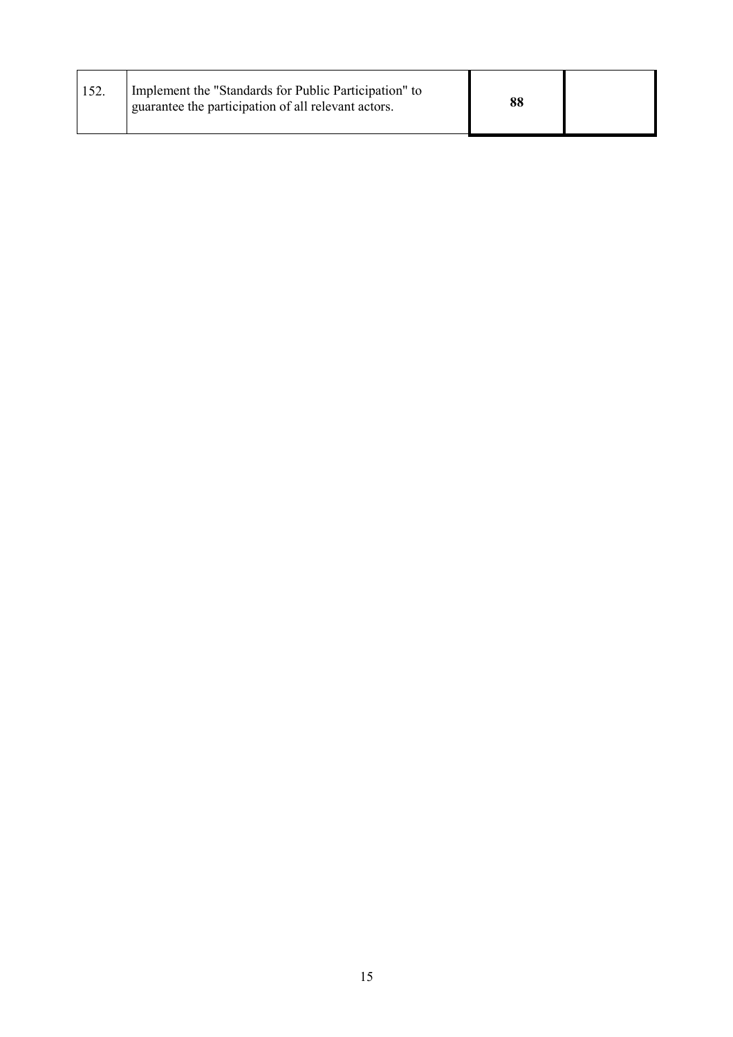| | | | |
|---|---|---|---|
| 152. | Implement the "Standards for Public Participation" to guarantee the participation of all relevant actors. | **88** | |